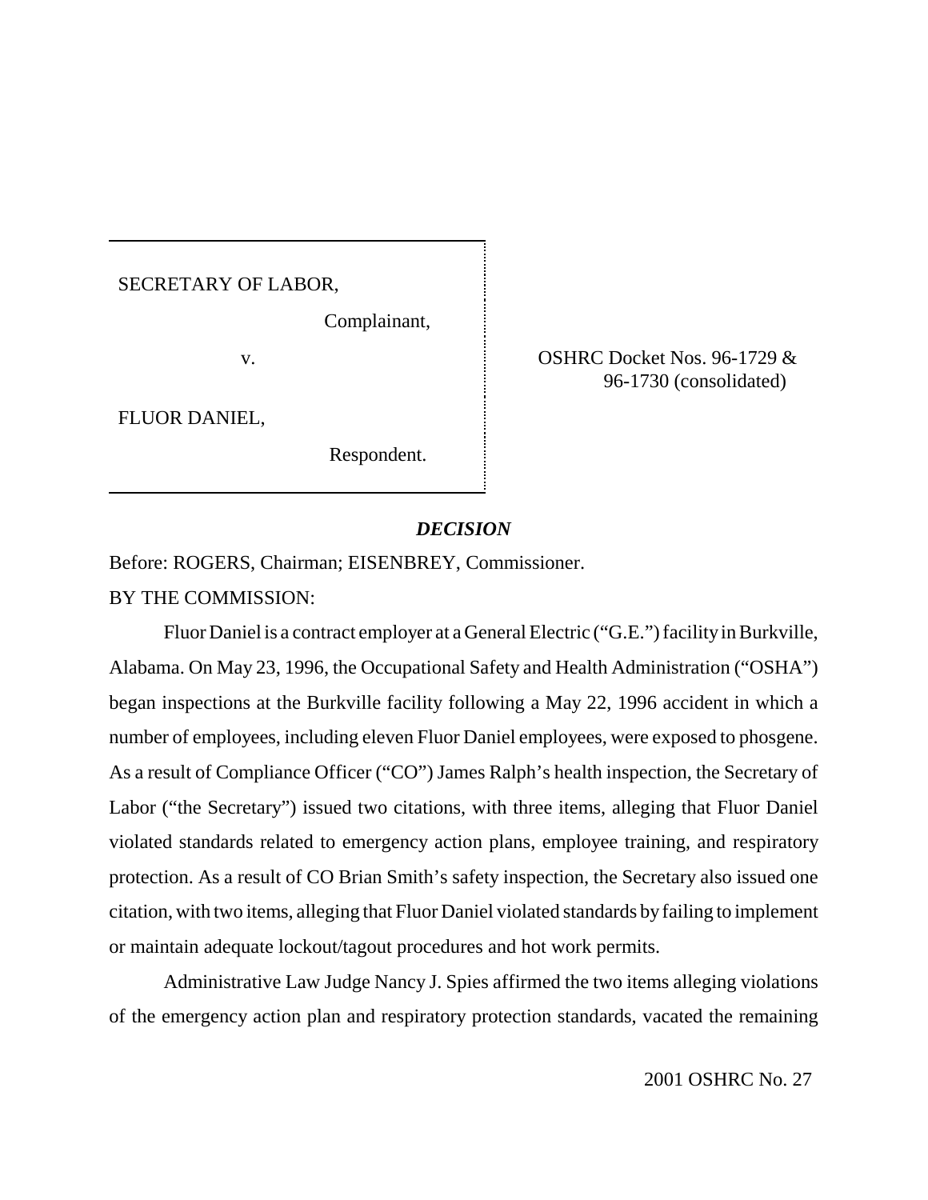SECRETARY OF LABOR,

Complainant,

v.

FLUOR DANIEL,

Respondent.

OSHRC Docket Nos. 96-1729 & 96-1730 (consolidated)

***DECISION***

Before: ROGERS, Chairman; EISENBREY, Commissioner.

BY THE COMMISSION:

Fluor Daniel is a contract employer at a General Electric ("G.E.") facility in Burkville, Alabama. On May 23, 1996, the Occupational Safety and Health Administration ("OSHA") began inspections at the Burkville facility following a May 22, 1996 accident in which a number of employees, including eleven Fluor Daniel employees, were exposed to phosgene. As a result of Compliance Officer ("CO") James Ralph's health inspection, the Secretary of Labor ("the Secretary") issued two citations, with three items, alleging that Fluor Daniel violated standards related to emergency action plans, employee training, and respiratory protection. As a result of CO Brian Smith's safety inspection, the Secretary also issued one citation, with two items, alleging that Fluor Daniel violated standards by failing to implement or maintain adequate lockout/tagout procedures and hot work permits.

Administrative Law Judge Nancy J. Spies affirmed the two items alleging violations of the emergency action plan and respiratory protection standards, vacated the remaining

2001 OSHRC No. 27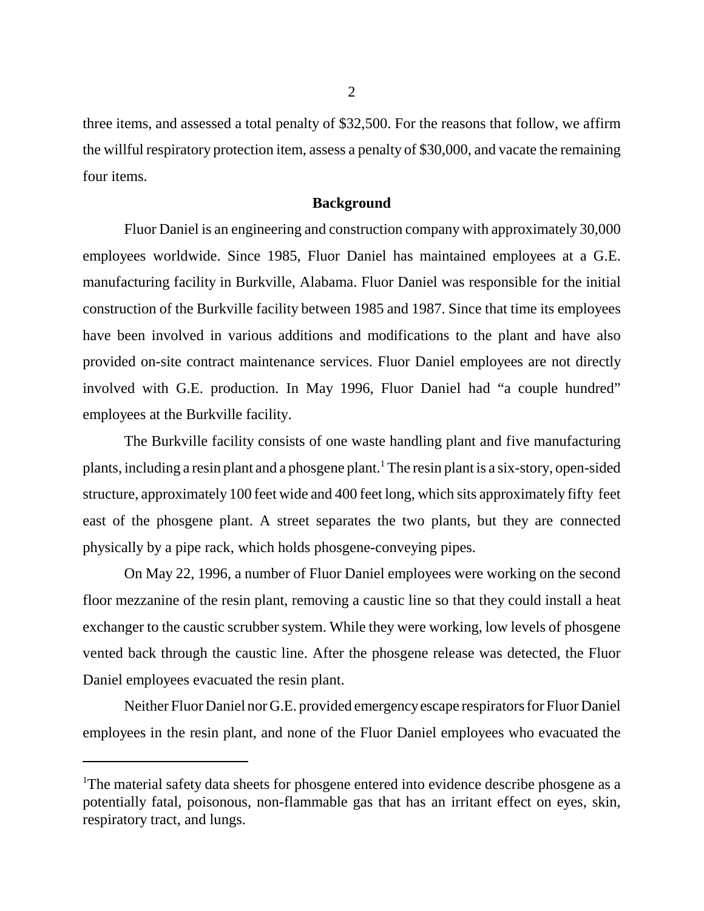three items, and assessed a total penalty of $32,500. For the reasons that follow, we affirm the willful respiratory protection item, assess a penalty of $30,000, and vacate the remaining four items.

## Background

Fluor Daniel is an engineering and construction company with approximately 30,000 employees worldwide. Since 1985, Fluor Daniel has maintained employees at a G.E. manufacturing facility in Burkville, Alabama. Fluor Daniel was responsible for the initial construction of the Burkville facility between 1985 and 1987. Since that time its employees have been involved in various additions and modifications to the plant and have also provided on-site contract maintenance services. Fluor Daniel employees are not directly involved with G.E. production. In May 1996, Fluor Daniel had "a couple hundred" employees at the Burkville facility.

The Burkville facility consists of one waste handling plant and five manufacturing plants, including a resin plant and a phosgene plant.[1] The resin plant is a six-story, open-sided structure, approximately 100 feet wide and 400 feet long, which sits approximately fifty feet east of the phosgene plant. A street separates the two plants, but they are connected physically by a pipe rack, which holds phosgene-conveying pipes.

On May 22, 1996, a number of Fluor Daniel employees were working on the second floor mezzanine of the resin plant, removing a caustic line so that they could install a heat exchanger to the caustic scrubber system. While they were working, low levels of phosgene vented back through the caustic line. After the phosgene release was detected, the Fluor Daniel employees evacuated the resin plant.

Neither Fluor Daniel nor G.E. provided emergency escape respirators for Fluor Daniel employees in the resin plant, and none of the Fluor Daniel employees who evacuated the

---

[1]The material safety data sheets for phosgene entered into evidence describe phosgene as a potentially fatal, poisonous, non-flammable gas that has an irritant effect on eyes, skin, respiratory tract, and lungs.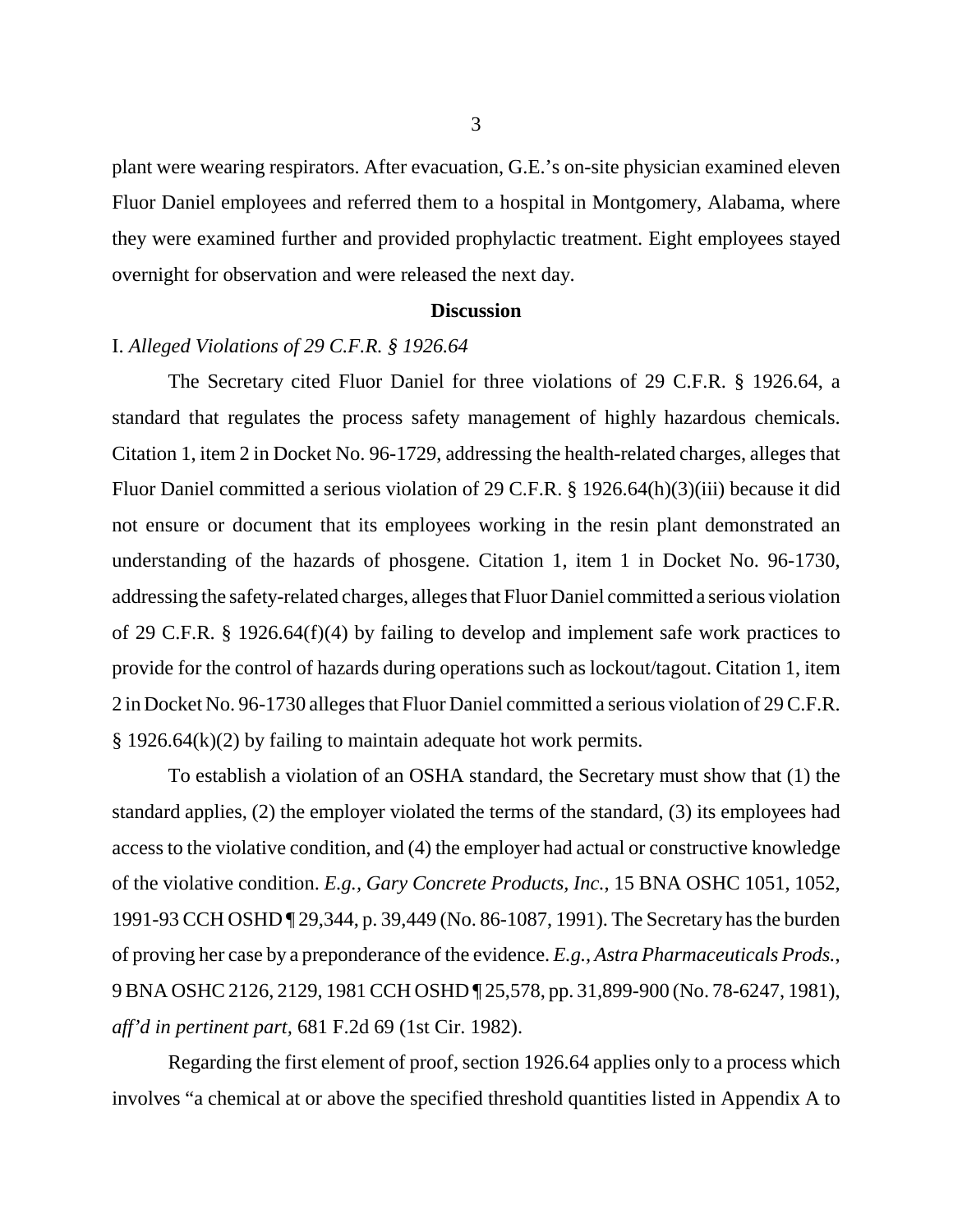plant were wearing respirators. After evacuation, G.E.'s on-site physician examined eleven Fluor Daniel employees and referred them to a hospital in Montgomery, Alabama, where they were examined further and provided prophylactic treatment. Eight employees stayed overnight for observation and were released the next day.

## Discussion

I. *Alleged Violations of 29 C.F.R. § 1926.64*

The Secretary cited Fluor Daniel for three violations of 29 C.F.R. § 1926.64, a standard that regulates the process safety management of highly hazardous chemicals. Citation 1, item 2 in Docket No. 96-1729, addressing the health-related charges, alleges that Fluor Daniel committed a serious violation of 29 C.F.R. § 1926.64(h)(3)(iii) because it did not ensure or document that its employees working in the resin plant demonstrated an understanding of the hazards of phosgene. Citation 1, item 1 in Docket No. 96-1730, addressing the safety-related charges, alleges that Fluor Daniel committed a serious violation of 29 C.F.R. § 1926.64(f)(4) by failing to develop and implement safe work practices to provide for the control of hazards during operations such as lockout/tagout. Citation 1, item 2 in Docket No. 96-1730 alleges that Fluor Daniel committed a serious violation of 29 C.F.R. § 1926.64(k)(2) by failing to maintain adequate hot work permits.

To establish a violation of an OSHA standard, the Secretary must show that (1) the standard applies, (2) the employer violated the terms of the standard, (3) its employees had access to the violative condition, and (4) the employer had actual or constructive knowledge of the violative condition. *E.g., Gary Concrete Products, Inc.*, 15 BNA OSHC 1051, 1052, 1991-93 CCH OSHD ¶ 29,344, p. 39,449 (No. 86-1087, 1991). The Secretary has the burden of proving her case by a preponderance of the evidence. *E.g., Astra Pharmaceuticals Prods.*, 9 BNA OSHC 2126, 2129, 1981 CCH OSHD ¶ 25,578, pp. 31,899-900 (No. 78-6247, 1981), *aff'd in pertinent part*, 681 F.2d 69 (1st Cir. 1982).

Regarding the first element of proof, section 1926.64 applies only to a process which involves "a chemical at or above the specified threshold quantities listed in Appendix A to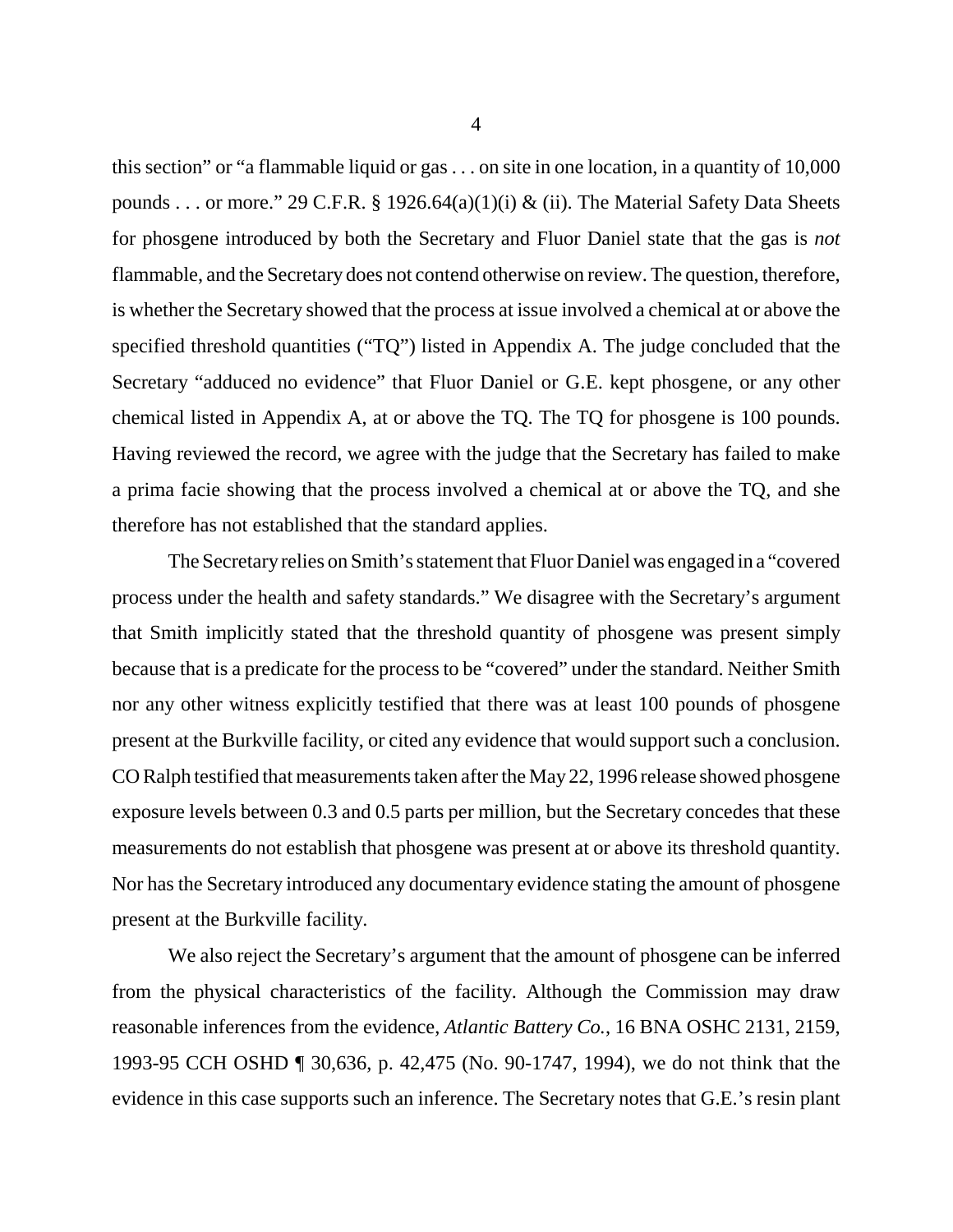this section" or "a flammable liquid or gas . . . on site in one location, in a quantity of 10,000 pounds . . . or more." 29 C.F.R. § 1926.64(a)(1)(i) & (ii). The Material Safety Data Sheets for phosgene introduced by both the Secretary and Fluor Daniel state that the gas is *not* flammable, and the Secretary does not contend otherwise on review. The question, therefore, is whether the Secretary showed that the process at issue involved a chemical at or above the specified threshold quantities ("TQ") listed in Appendix A. The judge concluded that the Secretary "adduced no evidence" that Fluor Daniel or G.E. kept phosgene, or any other chemical listed in Appendix A, at or above the TQ. The TQ for phosgene is 100 pounds. Having reviewed the record, we agree with the judge that the Secretary has failed to make a prima facie showing that the process involved a chemical at or above the TQ, and she therefore has not established that the standard applies.

The Secretary relies on Smith's statement that Fluor Daniel was engaged in a "covered process under the health and safety standards." We disagree with the Secretary's argument that Smith implicitly stated that the threshold quantity of phosgene was present simply because that is a predicate for the process to be "covered" under the standard. Neither Smith nor any other witness explicitly testified that there was at least 100 pounds of phosgene present at the Burkville facility, or cited any evidence that would support such a conclusion. CO Ralph testified that measurements taken after the May 22, 1996 release showed phosgene exposure levels between 0.3 and 0.5 parts per million, but the Secretary concedes that these measurements do not establish that phosgene was present at or above its threshold quantity. Nor has the Secretary introduced any documentary evidence stating the amount of phosgene present at the Burkville facility.

We also reject the Secretary's argument that the amount of phosgene can be inferred from the physical characteristics of the facility. Although the Commission may draw reasonable inferences from the evidence, *Atlantic Battery Co.*, 16 BNA OSHC 2131, 2159, 1993-95 CCH OSHD ¶ 30,636, p. 42,475 (No. 90-1747, 1994), we do not think that the evidence in this case supports such an inference. The Secretary notes that G.E.'s resin plant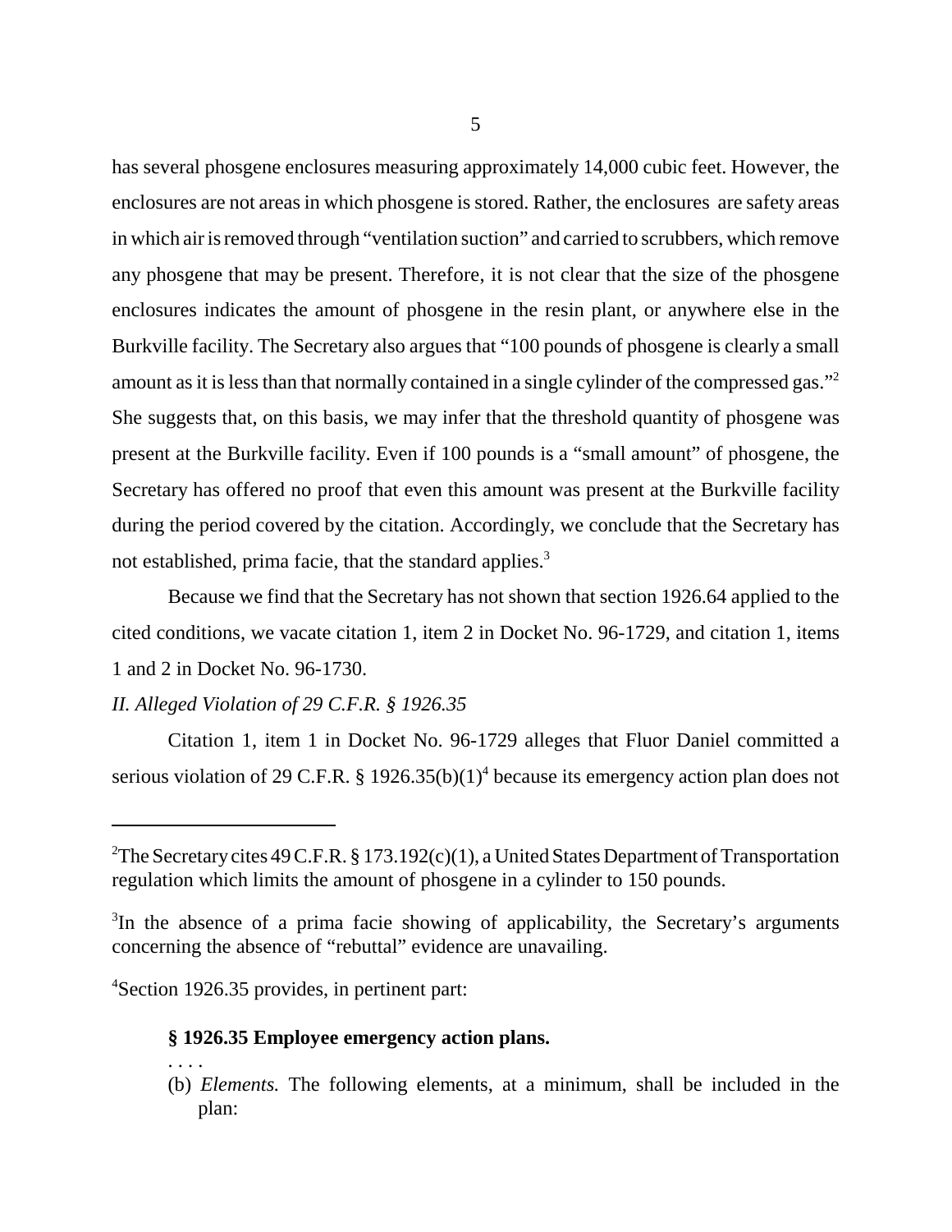has several phosgene enclosures measuring approximately 14,000 cubic feet. However, the enclosures are not areas in which phosgene is stored. Rather, the enclosures are safety areas in which air is removed through "ventilation suction" and carried to scrubbers, which remove any phosgene that may be present. Therefore, it is not clear that the size of the phosgene enclosures indicates the amount of phosgene in the resin plant, or anywhere else in the Burkville facility. The Secretary also argues that "100 pounds of phosgene is clearly a small amount as it is less than that normally contained in a single cylinder of the compressed gas."[2] She suggests that, on this basis, we may infer that the threshold quantity of phosgene was present at the Burkville facility. Even if 100 pounds is a "small amount" of phosgene, the Secretary has offered no proof that even this amount was present at the Burkville facility during the period covered by the citation. Accordingly, we conclude that the Secretary has not established, prima facie, that the standard applies.[3]

Because we find that the Secretary has not shown that section 1926.64 applied to the cited conditions, we vacate citation 1, item 2 in Docket No. 96-1729, and citation 1, items 1 and 2 in Docket No. 96-1730.

*II. Alleged Violation of 29 C.F.R. § 1926.35*

Citation 1, item 1 in Docket No. 96-1729 alleges that Fluor Daniel committed a serious violation of 29 C.F.R. § 1926.35(b)(1)[4] because its emergency action plan does not

---

[2]The Secretary cites 49 C.F.R. § 173.192(c)(1), a United States Department of Transportation regulation which limits the amount of phosgene in a cylinder to 150 pounds.

[3]In the absence of a prima facie showing of applicability, the Secretary's arguments concerning the absence of "rebuttal" evidence are unavailing.

[4]Section 1926.35 provides, in pertinent part:

> **§ 1926.35 Employee emergency action plans.**
>
> . . . .
>
> (b) *Elements.* The following elements, at a minimum, shall be included in the plan: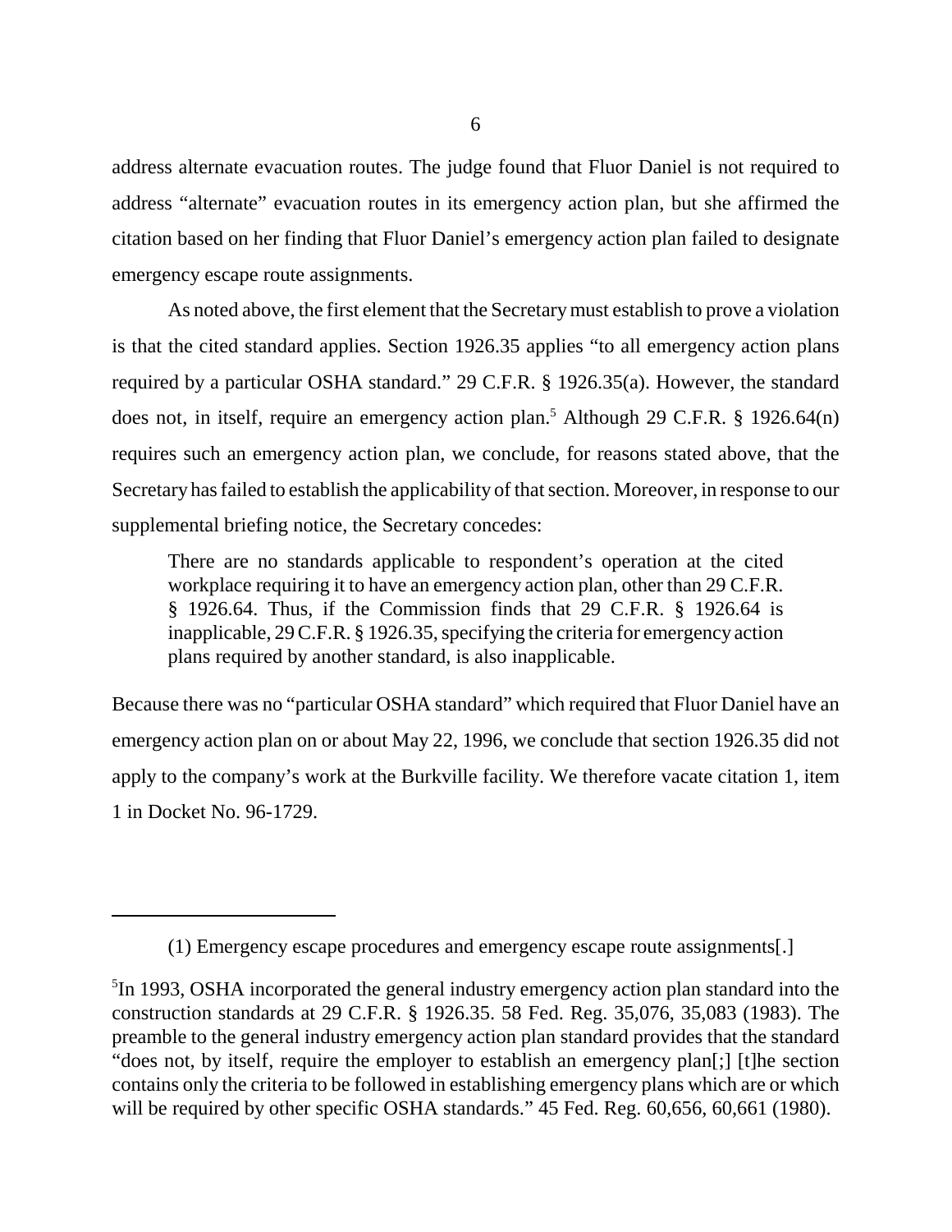address alternate evacuation routes. The judge found that Fluor Daniel is not required to address "alternate" evacuation routes in its emergency action plan, but she affirmed the citation based on her finding that Fluor Daniel's emergency action plan failed to designate emergency escape route assignments.

As noted above, the first element that the Secretary must establish to prove a violation is that the cited standard applies. Section 1926.35 applies "to all emergency action plans required by a particular OSHA standard." 29 C.F.R. § 1926.35(a). However, the standard does not, in itself, require an emergency action plan.[5] Although 29 C.F.R. § 1926.64(n) requires such an emergency action plan, we conclude, for reasons stated above, that the Secretary has failed to establish the applicability of that section. Moreover, in response to our supplemental briefing notice, the Secretary concedes:

> There are no standards applicable to respondent's operation at the cited workplace requiring it to have an emergency action plan, other than 29 C.F.R. § 1926.64. Thus, if the Commission finds that 29 C.F.R. § 1926.64 is inapplicable, 29 C.F.R. § 1926.35, specifying the criteria for emergency action plans required by another standard, is also inapplicable.

Because there was no "particular OSHA standard" which required that Fluor Daniel have an emergency action plan on or about May 22, 1996, we conclude that section 1926.35 did not apply to the company's work at the Burkville facility. We therefore vacate citation 1, item 1 in Docket No. 96-1729.

---

(1) Emergency escape procedures and emergency escape route assignments[.]

[5]In 1993, OSHA incorporated the general industry emergency action plan standard into the construction standards at 29 C.F.R. § 1926.35. 58 Fed. Reg. 35,076, 35,083 (1983). The preamble to the general industry emergency action plan standard provides that the standard "does not, by itself, require the employer to establish an emergency plan[;] [t]he section contains only the criteria to be followed in establishing emergency plans which are or which will be required by other specific OSHA standards." 45 Fed. Reg. 60,656, 60,661 (1980).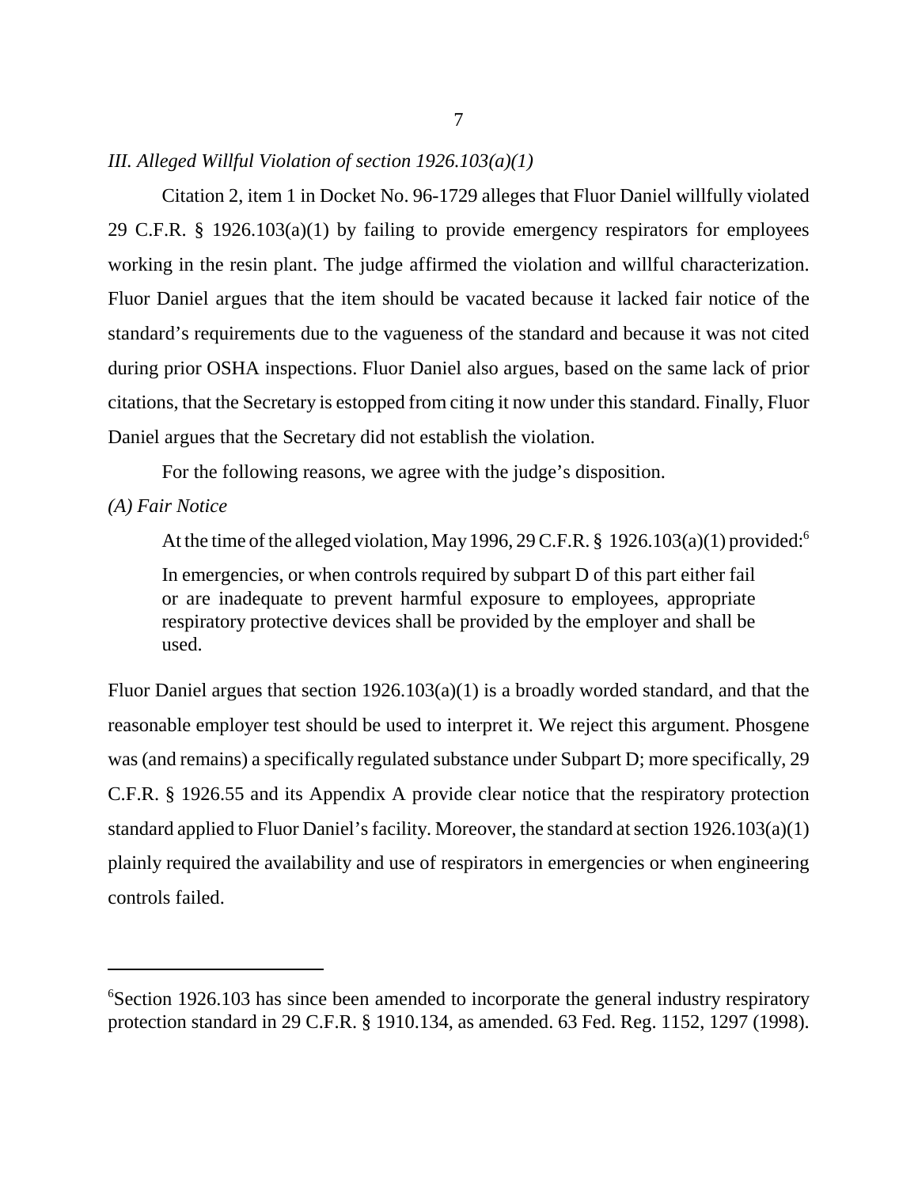*III. Alleged Willful Violation of section 1926.103(a)(1)*

Citation 2, item 1 in Docket No. 96-1729 alleges that Fluor Daniel willfully violated 29 C.F.R. § 1926.103(a)(1) by failing to provide emergency respirators for employees working in the resin plant. The judge affirmed the violation and willful characterization. Fluor Daniel argues that the item should be vacated because it lacked fair notice of the standard's requirements due to the vagueness of the standard and because it was not cited during prior OSHA inspections. Fluor Daniel also argues, based on the same lack of prior citations, that the Secretary is estopped from citing it now under this standard. Finally, Fluor Daniel argues that the Secretary did not establish the violation.

For the following reasons, we agree with the judge's disposition.

*(A) Fair Notice*

At the time of the alleged violation, May 1996, 29 C.F.R. § 1926.103(a)(1) provided:[6]

> In emergencies, or when controls required by subpart D of this part either fail or are inadequate to prevent harmful exposure to employees, appropriate respiratory protective devices shall be provided by the employer and shall be used.

Fluor Daniel argues that section 1926.103(a)(1) is a broadly worded standard, and that the reasonable employer test should be used to interpret it. We reject this argument. Phosgene was (and remains) a specifically regulated substance under Subpart D; more specifically, 29 C.F.R. § 1926.55 and its Appendix A provide clear notice that the respiratory protection standard applied to Fluor Daniel's facility. Moreover, the standard at section 1926.103(a)(1) plainly required the availability and use of respirators in emergencies or when engineering controls failed.

---

[6]Section 1926.103 has since been amended to incorporate the general industry respiratory protection standard in 29 C.F.R. § 1910.134, as amended. 63 Fed. Reg. 1152, 1297 (1998).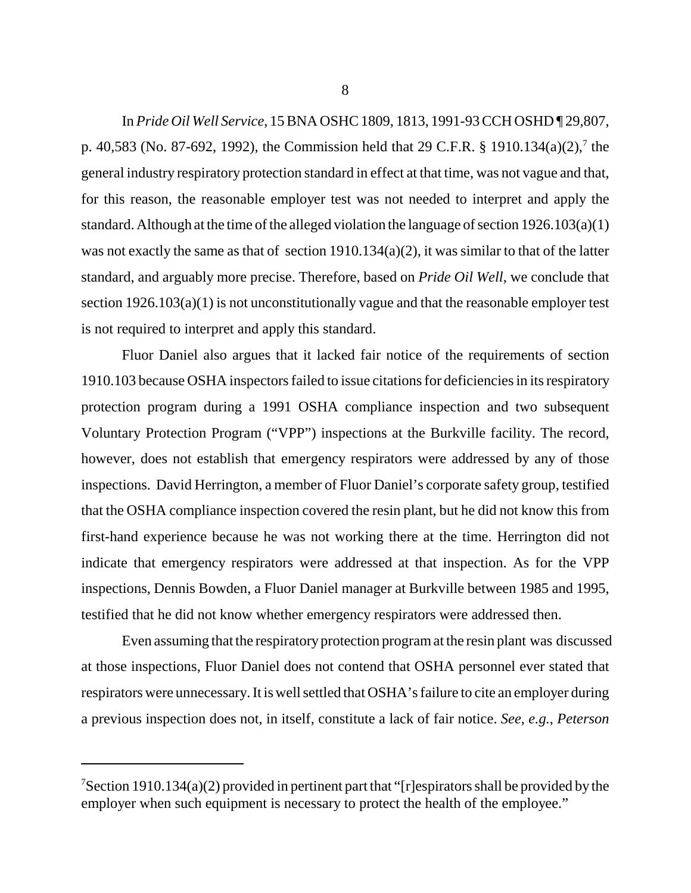In *Pride Oil Well Service*, 15 BNA OSHC 1809, 1813, 1991-93 CCH OSHD ¶ 29,807, p. 40,583 (No. 87-692, 1992), the Commission held that 29 C.F.R. § 1910.134(a)(2),[7] the general industry respiratory protection standard in effect at that time, was not vague and that, for this reason, the reasonable employer test was not needed to interpret and apply the standard. Although at the time of the alleged violation the language of section 1926.103(a)(1) was not exactly the same as that of section 1910.134(a)(2), it was similar to that of the latter standard, and arguably more precise. Therefore, based on *Pride Oil Well*, we conclude that section 1926.103(a)(1) is not unconstitutionally vague and that the reasonable employer test is not required to interpret and apply this standard.

Fluor Daniel also argues that it lacked fair notice of the requirements of section 1910.103 because OSHA inspectors failed to issue citations for deficiencies in its respiratory protection program during a 1991 OSHA compliance inspection and two subsequent Voluntary Protection Program ("VPP") inspections at the Burkville facility. The record, however, does not establish that emergency respirators were addressed by any of those inspections. David Herrington, a member of Fluor Daniel's corporate safety group, testified that the OSHA compliance inspection covered the resin plant, but he did not know this from first-hand experience because he was not working there at the time. Herrington did not indicate that emergency respirators were addressed at that inspection. As for the VPP inspections, Dennis Bowden, a Fluor Daniel manager at Burkville between 1985 and 1995, testified that he did not know whether emergency respirators were addressed then.

Even assuming that the respiratory protection program at the resin plant was discussed at those inspections, Fluor Daniel does not contend that OSHA personnel ever stated that respirators were unnecessary. It is well settled that OSHA's failure to cite an employer during a previous inspection does not, in itself, constitute a lack of fair notice. *See, e.g., Peterson*

---

[7]Section 1910.134(a)(2) provided in pertinent part that "[r]espirators shall be provided by the employer when such equipment is necessary to protect the health of the employee."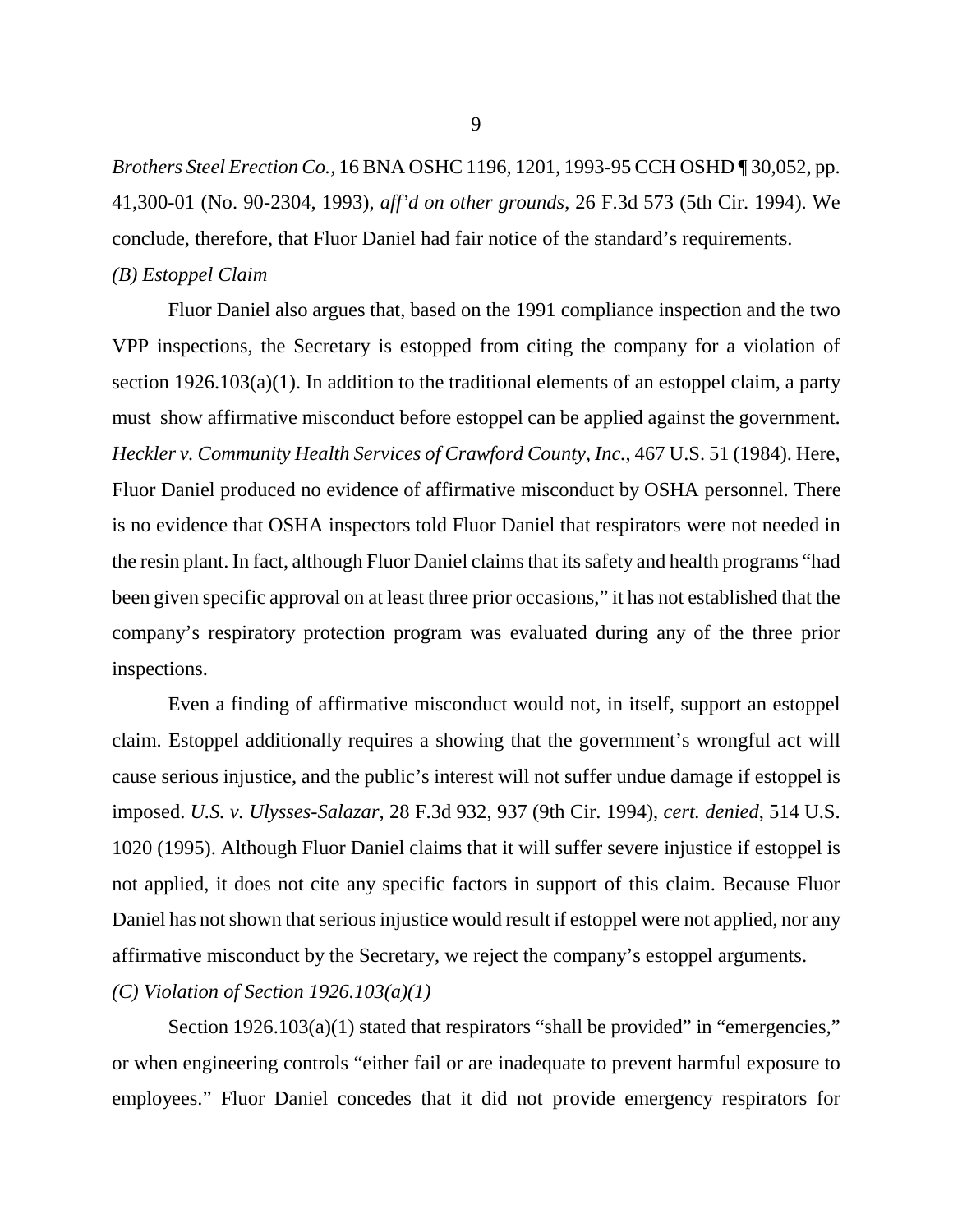*Brothers Steel Erection Co.*, 16 BNA OSHC 1196, 1201, 1993-95 CCH OSHD ¶ 30,052, pp. 41,300-01 (No. 90-2304, 1993), *aff'd on other grounds*, 26 F.3d 573 (5th Cir. 1994). We conclude, therefore, that Fluor Daniel had fair notice of the standard's requirements.

*(B) Estoppel Claim*

Fluor Daniel also argues that, based on the 1991 compliance inspection and the two VPP inspections, the Secretary is estopped from citing the company for a violation of section 1926.103(a)(1). In addition to the traditional elements of an estoppel claim, a party must show affirmative misconduct before estoppel can be applied against the government. *Heckler v. Community Health Services of Crawford County, Inc.*, 467 U.S. 51 (1984). Here, Fluor Daniel produced no evidence of affirmative misconduct by OSHA personnel. There is no evidence that OSHA inspectors told Fluor Daniel that respirators were not needed in the resin plant. In fact, although Fluor Daniel claims that its safety and health programs "had been given specific approval on at least three prior occasions," it has not established that the company's respiratory protection program was evaluated during any of the three prior inspections.

Even a finding of affirmative misconduct would not, in itself, support an estoppel claim. Estoppel additionally requires a showing that the government's wrongful act will cause serious injustice, and the public's interest will not suffer undue damage if estoppel is imposed. *U.S. v. Ulysses-Salazar*, 28 F.3d 932, 937 (9th Cir. 1994), *cert. denied*, 514 U.S. 1020 (1995). Although Fluor Daniel claims that it will suffer severe injustice if estoppel is not applied, it does not cite any specific factors in support of this claim. Because Fluor Daniel has not shown that serious injustice would result if estoppel were not applied, nor any affirmative misconduct by the Secretary, we reject the company's estoppel arguments.

*(C) Violation of Section 1926.103(a)(1)*

Section 1926.103(a)(1) stated that respirators "shall be provided" in "emergencies," or when engineering controls "either fail or are inadequate to prevent harmful exposure to employees." Fluor Daniel concedes that it did not provide emergency respirators for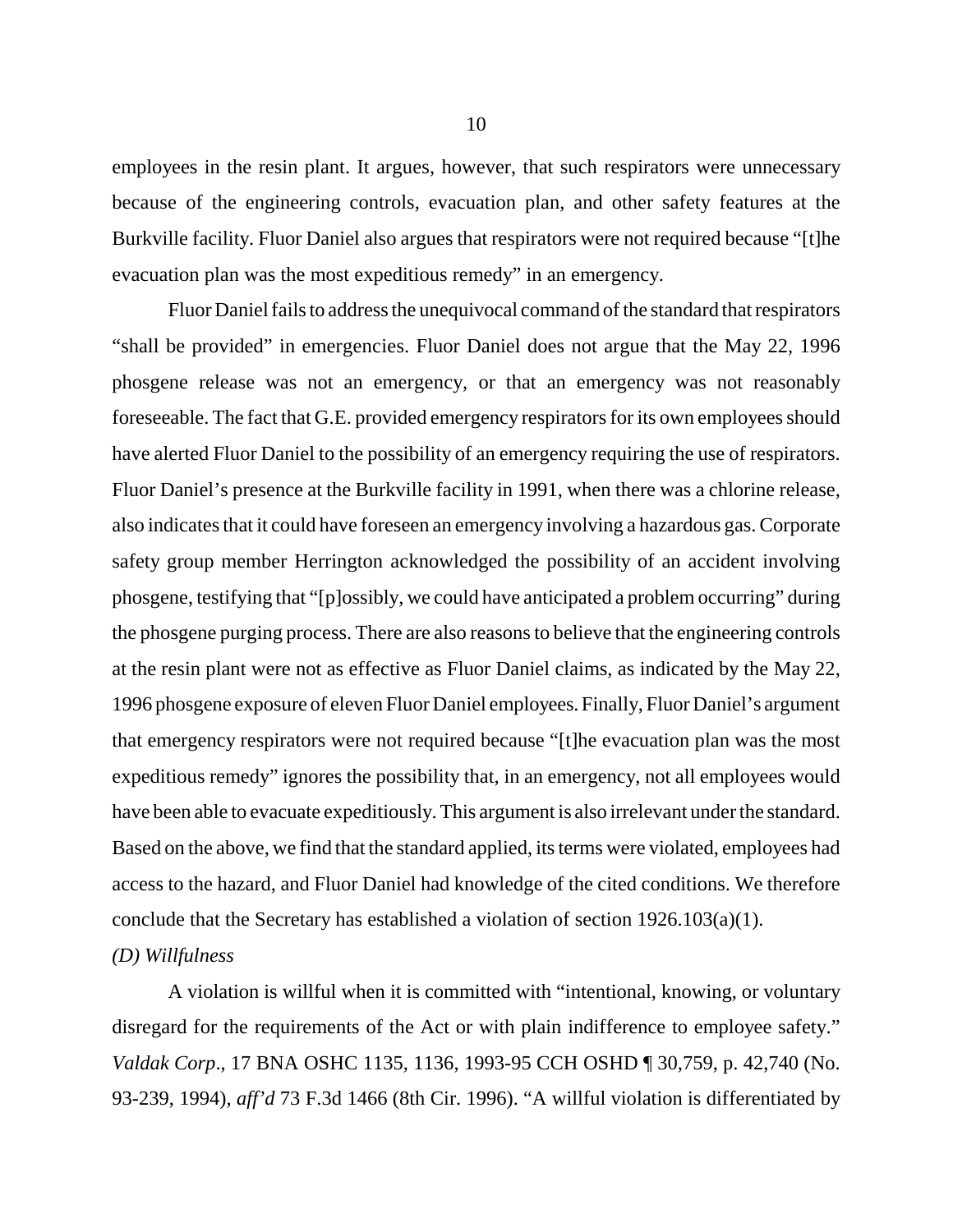employees in the resin plant. It argues, however, that such respirators were unnecessary because of the engineering controls, evacuation plan, and other safety features at the Burkville facility. Fluor Daniel also argues that respirators were not required because "[t]he evacuation plan was the most expeditious remedy" in an emergency.

Fluor Daniel fails to address the unequivocal command of the standard that respirators "shall be provided" in emergencies. Fluor Daniel does not argue that the May 22, 1996 phosgene release was not an emergency, or that an emergency was not reasonably foreseeable. The fact that G.E. provided emergency respirators for its own employees should have alerted Fluor Daniel to the possibility of an emergency requiring the use of respirators. Fluor Daniel's presence at the Burkville facility in 1991, when there was a chlorine release, also indicates that it could have foreseen an emergency involving a hazardous gas. Corporate safety group member Herrington acknowledged the possibility of an accident involving phosgene, testifying that "[p]ossibly, we could have anticipated a problem occurring" during the phosgene purging process. There are also reasons to believe that the engineering controls at the resin plant were not as effective as Fluor Daniel claims, as indicated by the May 22, 1996 phosgene exposure of eleven Fluor Daniel employees. Finally, Fluor Daniel's argument that emergency respirators were not required because "[t]he evacuation plan was the most expeditious remedy" ignores the possibility that, in an emergency, not all employees would have been able to evacuate expeditiously. This argument is also irrelevant under the standard. Based on the above, we find that the standard applied, its terms were violated, employees had access to the hazard, and Fluor Daniel had knowledge of the cited conditions. We therefore conclude that the Secretary has established a violation of section 1926.103(a)(1).

*(D) Willfulness*

A violation is willful when it is committed with "intentional, knowing, or voluntary disregard for the requirements of the Act or with plain indifference to employee safety." *Valdak Corp*., 17 BNA OSHC 1135, 1136, 1993-95 CCH OSHD ¶ 30,759, p. 42,740 (No. 93-239, 1994), *aff'd* 73 F.3d 1466 (8th Cir. 1996). "A willful violation is differentiated by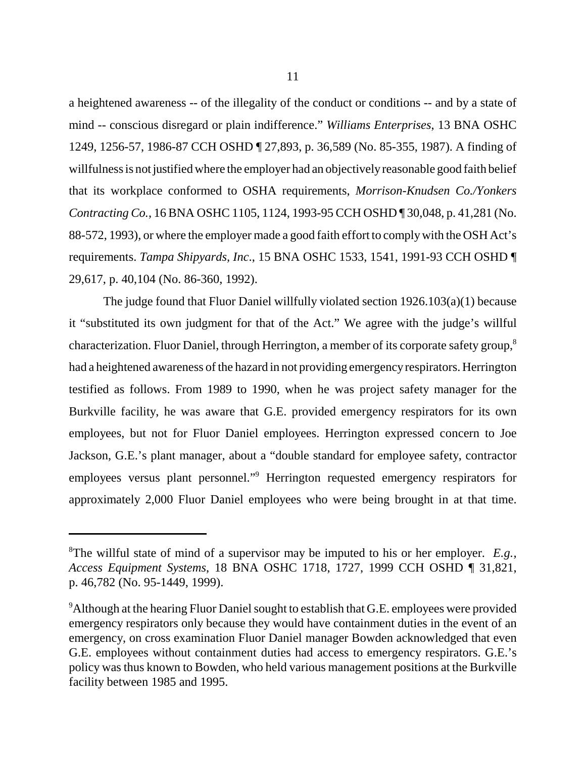a heightened awareness -- of the illegality of the conduct or conditions -- and by a state of mind -- conscious disregard or plain indifference." *Williams Enterprises*, 13 BNA OSHC 1249, 1256-57, 1986-87 CCH OSHD ¶ 27,893, p. 36,589 (No. 85-355, 1987). A finding of willfulness is not justified where the employer had an objectively reasonable good faith belief that its workplace conformed to OSHA requirements, *Morrison-Knudsen Co./Yonkers Contracting Co.*, 16 BNA OSHC 1105, 1124, 1993-95 CCH OSHD ¶ 30,048, p. 41,281 (No. 88-572, 1993), or where the employer made a good faith effort to comply with the OSH Act's requirements. *Tampa Shipyards, Inc.*, 15 BNA OSHC 1533, 1541, 1991-93 CCH OSHD ¶ 29,617, p. 40,104 (No. 86-360, 1992).

The judge found that Fluor Daniel willfully violated section 1926.103(a)(1) because it "substituted its own judgment for that of the Act." We agree with the judge's willful characterization. Fluor Daniel, through Herrington, a member of its corporate safety group,[8] had a heightened awareness of the hazard in not providing emergency respirators. Herrington testified as follows. From 1989 to 1990, when he was project safety manager for the Burkville facility, he was aware that G.E. provided emergency respirators for its own employees, but not for Fluor Daniel employees. Herrington expressed concern to Joe Jackson, G.E.'s plant manager, about a "double standard for employee safety, contractor employees versus plant personnel."[9] Herrington requested emergency respirators for approximately 2,000 Fluor Daniel employees who were being brought in at that time.

---

[8]The willful state of mind of a supervisor may be imputed to his or her employer. *E.g.*, *Access Equipment Systems*, 18 BNA OSHC 1718, 1727, 1999 CCH OSHD ¶ 31,821, p. 46,782 (No. 95-1449, 1999).

[9]Although at the hearing Fluor Daniel sought to establish that G.E. employees were provided emergency respirators only because they would have containment duties in the event of an emergency, on cross examination Fluor Daniel manager Bowden acknowledged that even G.E. employees without containment duties had access to emergency respirators. G.E.'s policy was thus known to Bowden, who held various management positions at the Burkville facility between 1985 and 1995.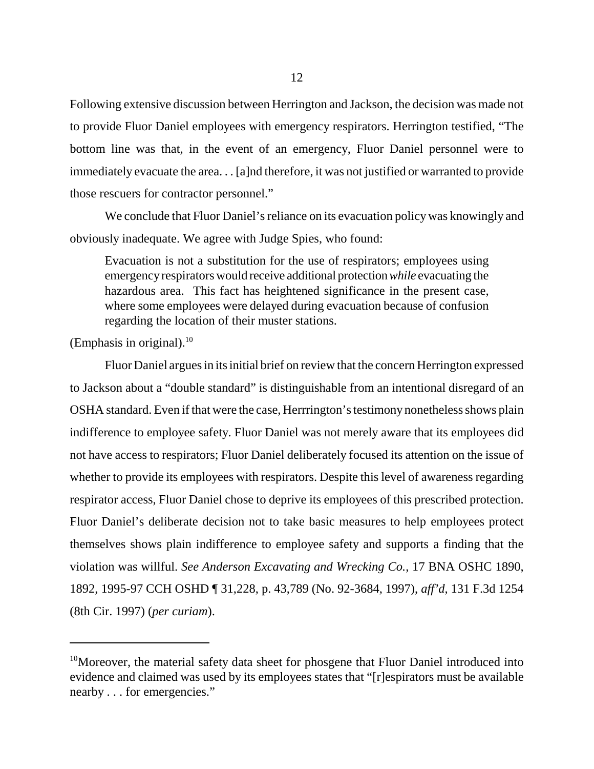Following extensive discussion between Herrington and Jackson, the decision was made not to provide Fluor Daniel employees with emergency respirators. Herrington testified, "The bottom line was that, in the event of an emergency, Fluor Daniel personnel were to immediately evacuate the area. . . [a]nd therefore, it was not justified or warranted to provide those rescuers for contractor personnel."

We conclude that Fluor Daniel's reliance on its evacuation policy was knowingly and obviously inadequate. We agree with Judge Spies, who found:

> Evacuation is not a substitution for the use of respirators; employees using emergency respirators would receive additional protection *while* evacuating the hazardous area. This fact has heightened significance in the present case, where some employees were delayed during evacuation because of confusion regarding the location of their muster stations.

(Emphasis in original).[10]

Fluor Daniel argues in its initial brief on review that the concern Herrington expressed to Jackson about a "double standard" is distinguishable from an intentional disregard of an OSHA standard. Even if that were the case, Herrrington's testimony nonetheless shows plain indifference to employee safety. Fluor Daniel was not merely aware that its employees did not have access to respirators; Fluor Daniel deliberately focused its attention on the issue of whether to provide its employees with respirators. Despite this level of awareness regarding respirator access, Fluor Daniel chose to deprive its employees of this prescribed protection. Fluor Daniel's deliberate decision not to take basic measures to help employees protect themselves shows plain indifference to employee safety and supports a finding that the violation was willful. *See Anderson Excavating and Wrecking Co.*, 17 BNA OSHC 1890, 1892, 1995-97 CCH OSHD ¶ 31,228, p. 43,789 (No. 92-3684, 1997), *aff'd*, 131 F.3d 1254 (8th Cir. 1997) (*per curiam*).

---

[10] Moreover, the material safety data sheet for phosgene that Fluor Daniel introduced into evidence and claimed was used by its employees states that "[r]espirators must be available nearby . . . for emergencies."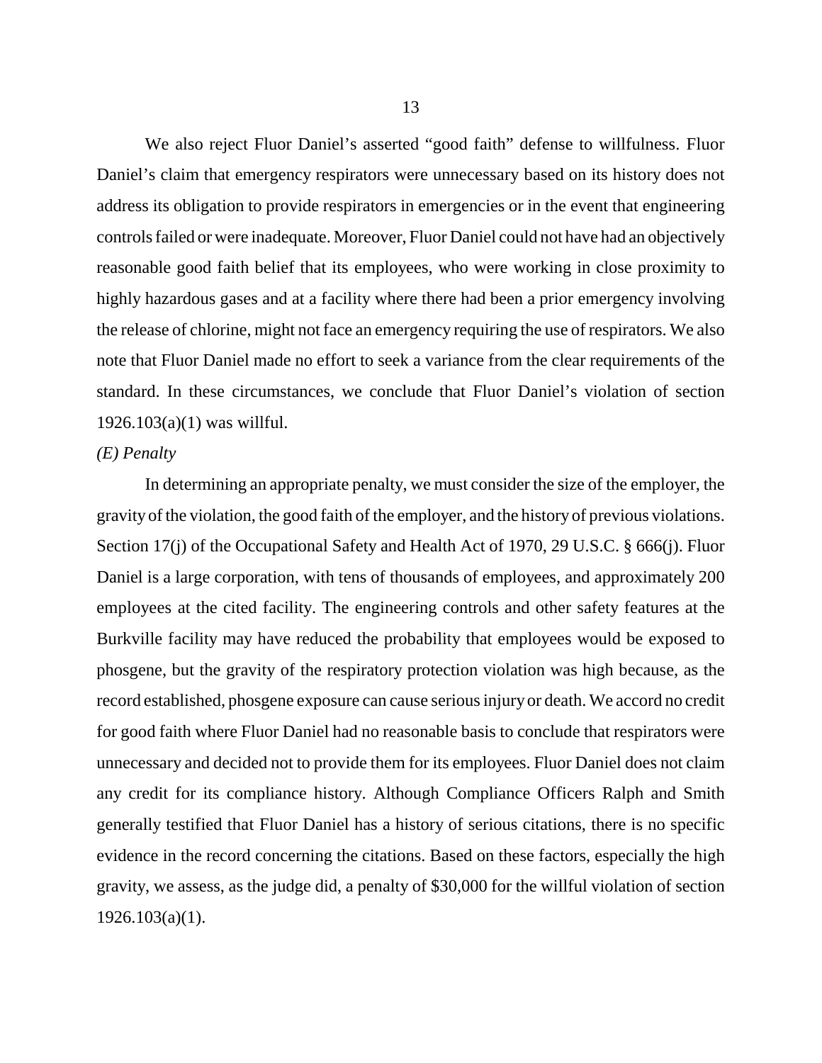We also reject Fluor Daniel's asserted "good faith" defense to willfulness. Fluor Daniel's claim that emergency respirators were unnecessary based on its history does not address its obligation to provide respirators in emergencies or in the event that engineering controls failed or were inadequate. Moreover, Fluor Daniel could not have had an objectively reasonable good faith belief that its employees, who were working in close proximity to highly hazardous gases and at a facility where there had been a prior emergency involving the release of chlorine, might not face an emergency requiring the use of respirators. We also note that Fluor Daniel made no effort to seek a variance from the clear requirements of the standard. In these circumstances, we conclude that Fluor Daniel's violation of section 1926.103(a)(1) was willful.

*(E) Penalty*

In determining an appropriate penalty, we must consider the size of the employer, the gravity of the violation, the good faith of the employer, and the history of previous violations. Section 17(j) of the Occupational Safety and Health Act of 1970, 29 U.S.C. § 666(j). Fluor Daniel is a large corporation, with tens of thousands of employees, and approximately 200 employees at the cited facility. The engineering controls and other safety features at the Burkville facility may have reduced the probability that employees would be exposed to phosgene, but the gravity of the respiratory protection violation was high because, as the record established, phosgene exposure can cause serious injury or death. We accord no credit for good faith where Fluor Daniel had no reasonable basis to conclude that respirators were unnecessary and decided not to provide them for its employees. Fluor Daniel does not claim any credit for its compliance history. Although Compliance Officers Ralph and Smith generally testified that Fluor Daniel has a history of serious citations, there is no specific evidence in the record concerning the citations. Based on these factors, especially the high gravity, we assess, as the judge did, a penalty of $30,000 for the willful violation of section 1926.103(a)(1).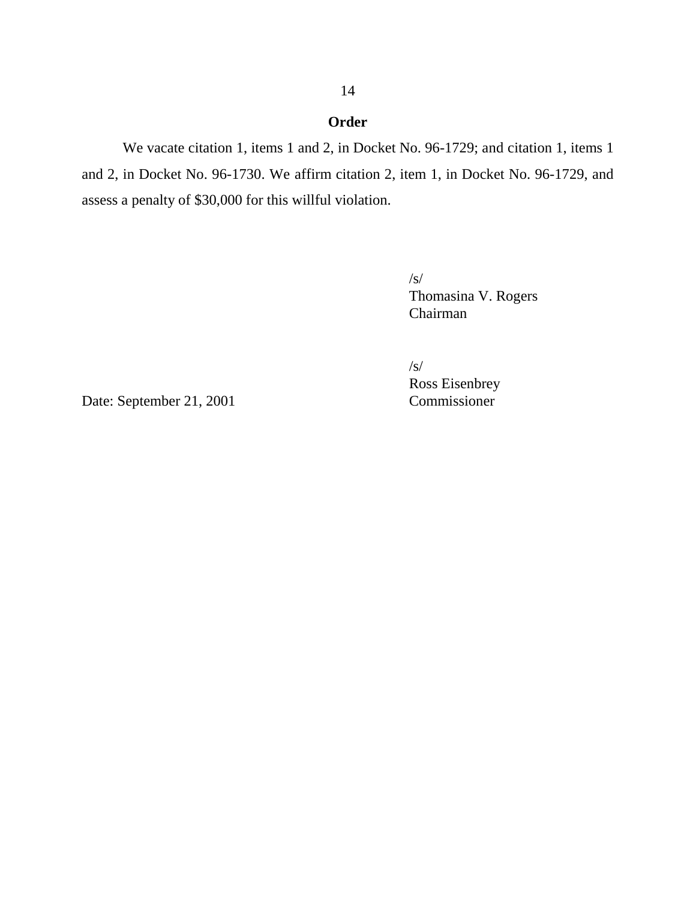## Order

We vacate citation 1, items 1 and 2, in Docket No. 96-1729; and citation 1, items 1 and 2, in Docket No. 96-1730. We affirm citation 2, item 1, in Docket No. 96-1729, and assess a penalty of $30,000 for this willful violation.

/s/
Thomasina V. Rogers
Chairman

/s/
Ross Eisenbrey
Commissioner

Date: September 21, 2001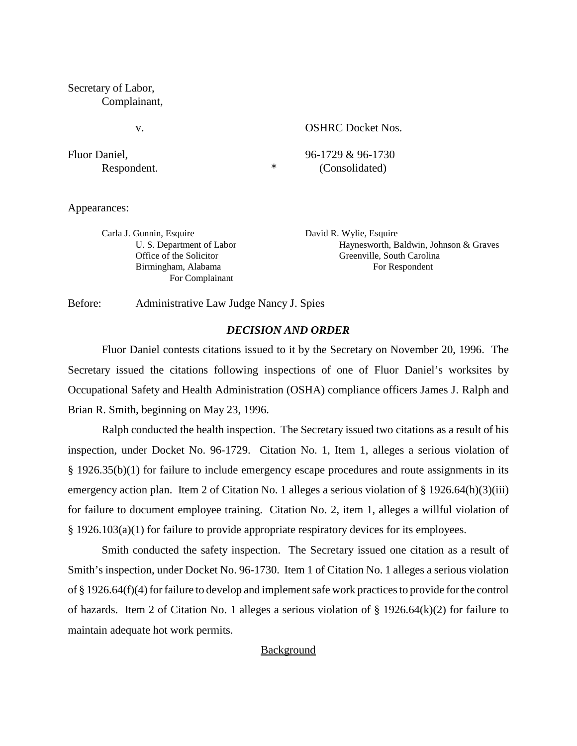Secretary of Labor,
Complainant,

v.

OSHRC Docket Nos.

Fluor Daniel,
Respondent.

96-1729 & 96-1730
(Consolidated)

Appearances:

Carla J. Gunnin, Esquire
U. S. Department of Labor
Office of the Solicitor
Birmingham, Alabama
For Complainant

David R. Wylie, Esquire
Haynesworth, Baldwin, Johnson & Graves
Greenville, South Carolina
For Respondent

Before: Administrative Law Judge Nancy J. Spies

## *DECISION AND ORDER*

Fluor Daniel contests citations issued to it by the Secretary on November 20, 1996. The Secretary issued the citations following inspections of one of Fluor Daniel's worksites by Occupational Safety and Health Administration (OSHA) compliance officers James J. Ralph and Brian R. Smith, beginning on May 23, 1996.

Ralph conducted the health inspection. The Secretary issued two citations as a result of his inspection, under Docket No. 96-1729. Citation No. 1, Item 1, alleges a serious violation of § 1926.35(b)(1) for failure to include emergency escape procedures and route assignments in its emergency action plan. Item 2 of Citation No. 1 alleges a serious violation of § 1926.64(h)(3)(iii) for failure to document employee training. Citation No. 2, item 1, alleges a willful violation of § 1926.103(a)(1) for failure to provide appropriate respiratory devices for its employees.

Smith conducted the safety inspection. The Secretary issued one citation as a result of Smith's inspection, under Docket No. 96-1730. Item 1 of Citation No. 1 alleges a serious violation of § 1926.64(f)(4) for failure to develop and implement safe work practices to provide for the control of hazards. Item 2 of Citation No. 1 alleges a serious violation of § 1926.64(k)(2) for failure to maintain adequate hot work permits.

## Background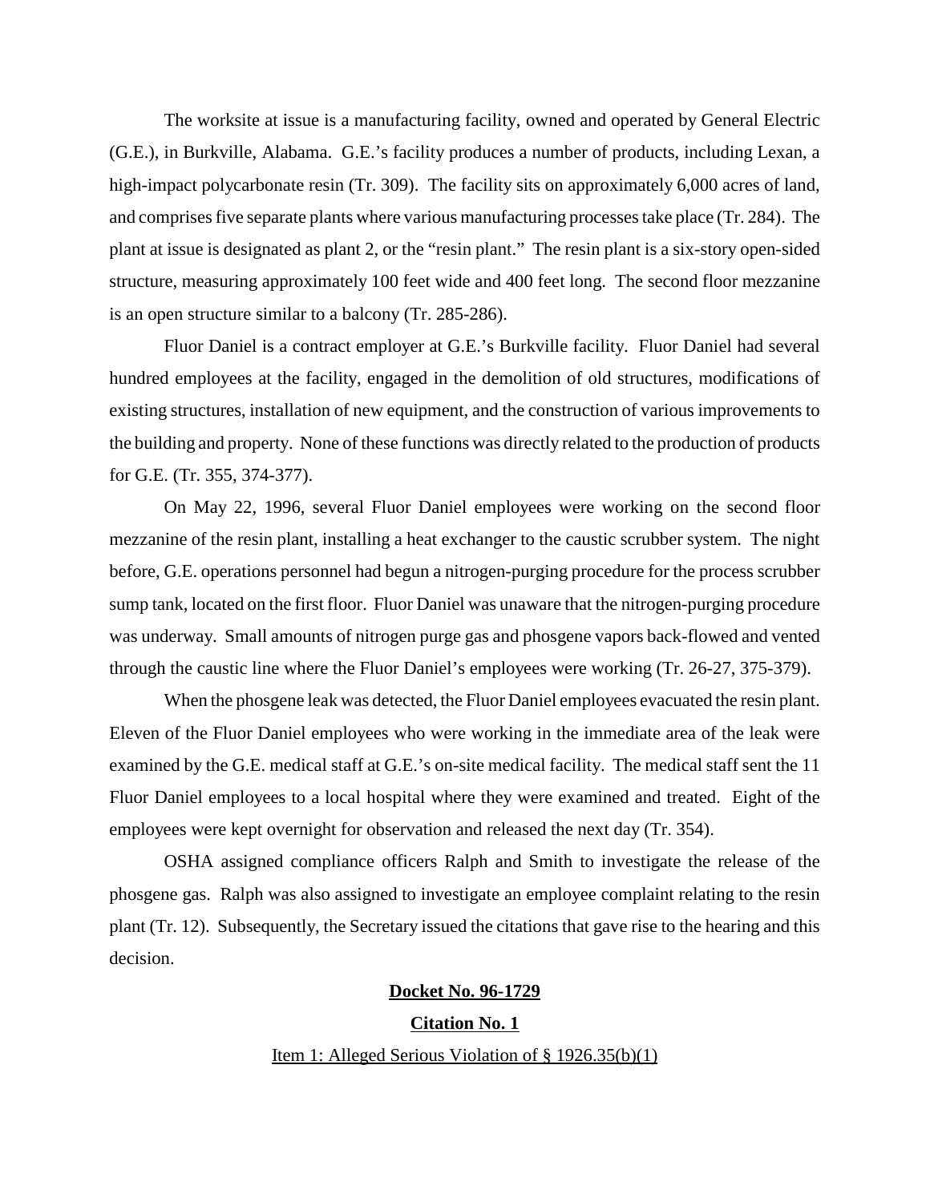The worksite at issue is a manufacturing facility, owned and operated by General Electric (G.E.), in Burkville, Alabama. G.E.'s facility produces a number of products, including Lexan, a high-impact polycarbonate resin (Tr. 309). The facility sits on approximately 6,000 acres of land, and comprises five separate plants where various manufacturing processes take place (Tr. 284). The plant at issue is designated as plant 2, or the "resin plant." The resin plant is a six-story open-sided structure, measuring approximately 100 feet wide and 400 feet long. The second floor mezzanine is an open structure similar to a balcony (Tr. 285-286).

Fluor Daniel is a contract employer at G.E.'s Burkville facility. Fluor Daniel had several hundred employees at the facility, engaged in the demolition of old structures, modifications of existing structures, installation of new equipment, and the construction of various improvements to the building and property. None of these functions was directly related to the production of products for G.E. (Tr. 355, 374-377).

On May 22, 1996, several Fluor Daniel employees were working on the second floor mezzanine of the resin plant, installing a heat exchanger to the caustic scrubber system. The night before, G.E. operations personnel had begun a nitrogen-purging procedure for the process scrubber sump tank, located on the first floor. Fluor Daniel was unaware that the nitrogen-purging procedure was underway. Small amounts of nitrogen purge gas and phosgene vapors back-flowed and vented through the caustic line where the Fluor Daniel's employees were working (Tr. 26-27, 375-379).

When the phosgene leak was detected, the Fluor Daniel employees evacuated the resin plant. Eleven of the Fluor Daniel employees who were working in the immediate area of the leak were examined by the G.E. medical staff at G.E.'s on-site medical facility. The medical staff sent the 11 Fluor Daniel employees to a local hospital where they were examined and treated. Eight of the employees were kept overnight for observation and released the next day (Tr. 354).

OSHA assigned compliance officers Ralph and Smith to investigate the release of the phosgene gas. Ralph was also assigned to investigate an employee complaint relating to the resin plant (Tr. 12). Subsequently, the Secretary issued the citations that gave rise to the hearing and this decision.

## Docket No. 96-1729

### Citation No. 1

Item 1: Alleged Serious Violation of § 1926.35(b)(1)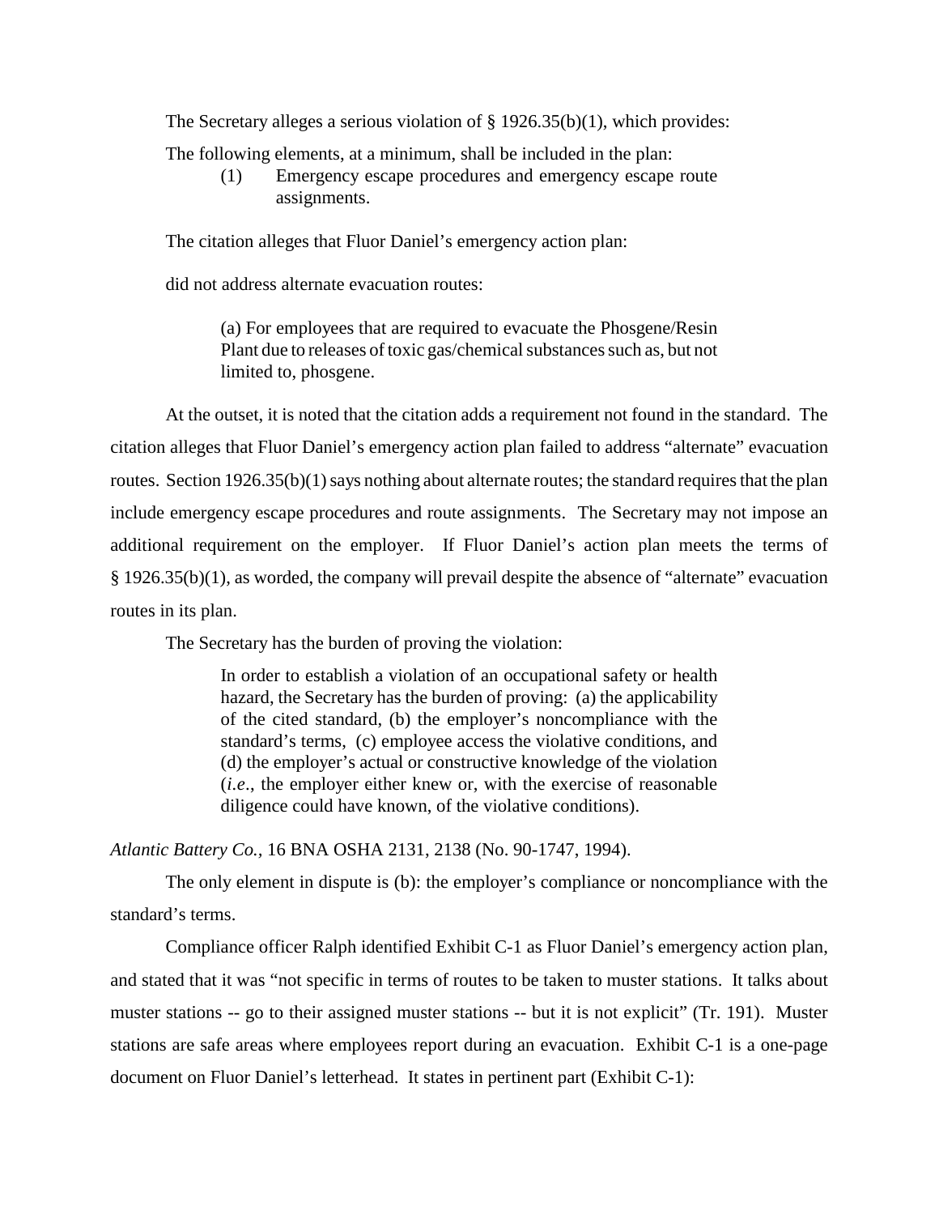The Secretary alleges a serious violation of § 1926.35(b)(1), which provides:

The following elements, at a minimum, shall be included in the plan:

> (1) Emergency escape procedures and emergency escape route assignments.

The citation alleges that Fluor Daniel's emergency action plan:

did not address alternate evacuation routes:

> (a) For employees that are required to evacuate the Phosgene/Resin Plant due to releases of toxic gas/chemical substances such as, but not limited to, phosgene.

At the outset, it is noted that the citation adds a requirement not found in the standard. The citation alleges that Fluor Daniel's emergency action plan failed to address "alternate" evacuation routes. Section 1926.35(b)(1) says nothing about alternate routes; the standard requires that the plan include emergency escape procedures and route assignments. The Secretary may not impose an additional requirement on the employer. If Fluor Daniel's action plan meets the terms of § 1926.35(b)(1), as worded, the company will prevail despite the absence of "alternate" evacuation routes in its plan.

The Secretary has the burden of proving the violation:

> In order to establish a violation of an occupational safety or health hazard, the Secretary has the burden of proving: (a) the applicability of the cited standard, (b) the employer's noncompliance with the standard's terms, (c) employee access the violative conditions, and (d) the employer's actual or constructive knowledge of the violation (*i.e.*, the employer either knew or, with the exercise of reasonable diligence could have known, of the violative conditions).

*Atlantic Battery Co.*, 16 BNA OSHA 2131, 2138 (No. 90-1747, 1994).

The only element in dispute is (b): the employer's compliance or noncompliance with the standard's terms.

Compliance officer Ralph identified Exhibit C-1 as Fluor Daniel's emergency action plan, and stated that it was "not specific in terms of routes to be taken to muster stations. It talks about muster stations -- go to their assigned muster stations -- but it is not explicit" (Tr. 191). Muster stations are safe areas where employees report during an evacuation. Exhibit C-1 is a one-page document on Fluor Daniel's letterhead. It states in pertinent part (Exhibit C-1):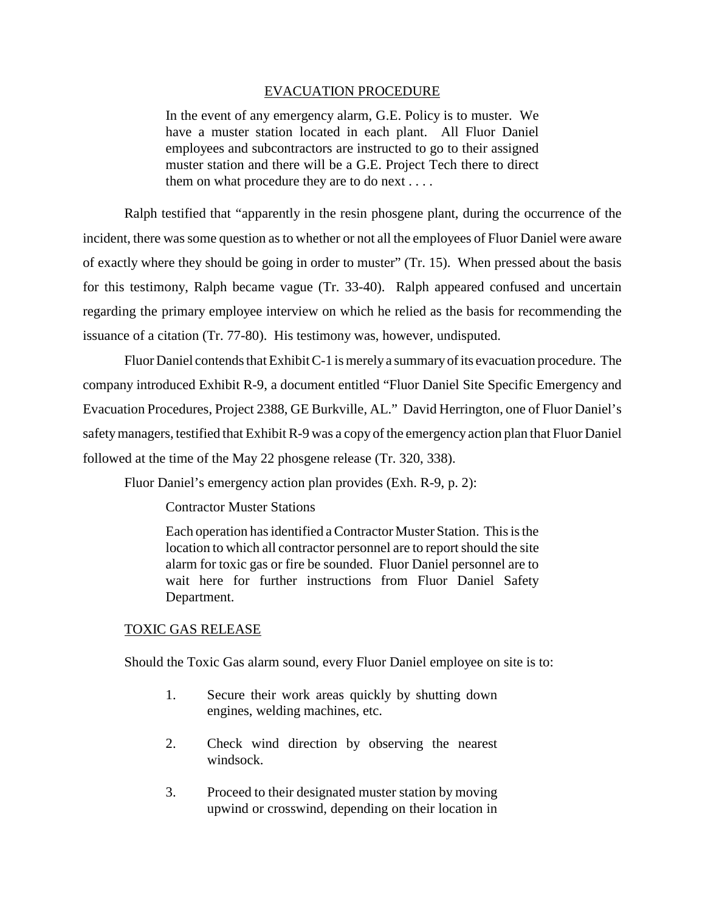EVACUATION PROCEDURE

> In the event of any emergency alarm, G.E. Policy is to muster. We have a muster station located in each plant. All Fluor Daniel employees and subcontractors are instructed to go to their assigned muster station and there will be a G.E. Project Tech there to direct them on what procedure they are to do next . . . .

Ralph testified that "apparently in the resin phosgene plant, during the occurrence of the incident, there was some question as to whether or not all the employees of Fluor Daniel were aware of exactly where they should be going in order to muster" (Tr. 15). When pressed about the basis for this testimony, Ralph became vague (Tr. 33-40). Ralph appeared confused and uncertain regarding the primary employee interview on which he relied as the basis for recommending the issuance of a citation (Tr. 77-80). His testimony was, however, undisputed.

Fluor Daniel contends that Exhibit C-1 is merely a summary of its evacuation procedure. The company introduced Exhibit R-9, a document entitled "Fluor Daniel Site Specific Emergency and Evacuation Procedures, Project 2388, GE Burkville, AL." David Herrington, one of Fluor Daniel's safety managers, testified that Exhibit R-9 was a copy of the emergency action plan that Fluor Daniel followed at the time of the May 22 phosgene release (Tr. 320, 338).

Fluor Daniel's emergency action plan provides (Exh. R-9, p. 2):

> Contractor Muster Stations
>
> Each operation has identified a Contractor Muster Station. This is the location to which all contractor personnel are to report should the site alarm for toxic gas or fire be sounded. Fluor Daniel personnel are to wait here for further instructions from Fluor Daniel Safety Department.

> TOXIC GAS RELEASE
>
> Should the Toxic Gas alarm sound, every Fluor Daniel employee on site is to:
>
> 1. Secure their work areas quickly by shutting down engines, welding machines, etc.
>
> 2. Check wind direction by observing the nearest windsock.
>
> 3. Proceed to their designated muster station by moving upwind or crosswind, depending on their location in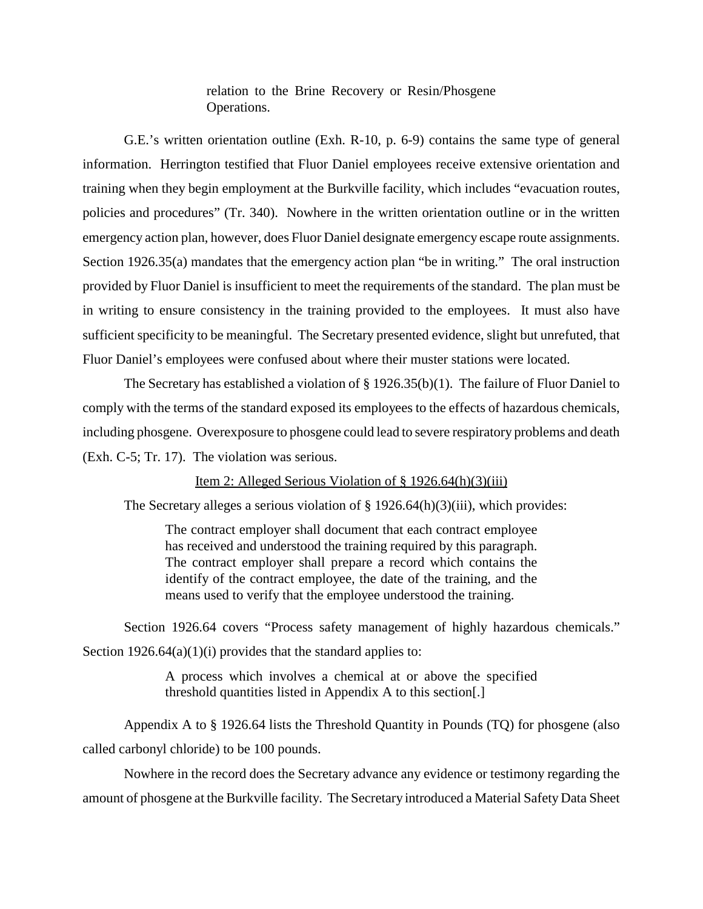> relation to the Brine Recovery or Resin/Phosgene Operations.

G.E.'s written orientation outline (Exh. R-10, p. 6-9) contains the same type of general information. Herrington testified that Fluor Daniel employees receive extensive orientation and training when they begin employment at the Burkville facility, which includes "evacuation routes, policies and procedures" (Tr. 340). Nowhere in the written orientation outline or in the written emergency action plan, however, does Fluor Daniel designate emergency escape route assignments. Section 1926.35(a) mandates that the emergency action plan "be in writing." The oral instruction provided by Fluor Daniel is insufficient to meet the requirements of the standard. The plan must be in writing to ensure consistency in the training provided to the employees. It must also have sufficient specificity to be meaningful. The Secretary presented evidence, slight but unrefuted, that Fluor Daniel's employees were confused about where their muster stations were located.

The Secretary has established a violation of § 1926.35(b)(1). The failure of Fluor Daniel to comply with the terms of the standard exposed its employees to the effects of hazardous chemicals, including phosgene. Overexposure to phosgene could lead to severe respiratory problems and death (Exh. C-5; Tr. 17). The violation was serious.

Item 2: Alleged Serious Violation of § 1926.64(h)(3)(iii)

The Secretary alleges a serious violation of § 1926.64(h)(3)(iii), which provides:

> The contract employer shall document that each contract employee has received and understood the training required by this paragraph. The contract employer shall prepare a record which contains the identify of the contract employee, the date of the training, and the means used to verify that the employee understood the training.

Section 1926.64 covers "Process safety management of highly hazardous chemicals." Section 1926.64(a)(1)(i) provides that the standard applies to:

> A process which involves a chemical at or above the specified threshold quantities listed in Appendix A to this section[.]

Appendix A to § 1926.64 lists the Threshold Quantity in Pounds (TQ) for phosgene (also called carbonyl chloride) to be 100 pounds.

Nowhere in the record does the Secretary advance any evidence or testimony regarding the amount of phosgene at the Burkville facility. The Secretary introduced a Material Safety Data Sheet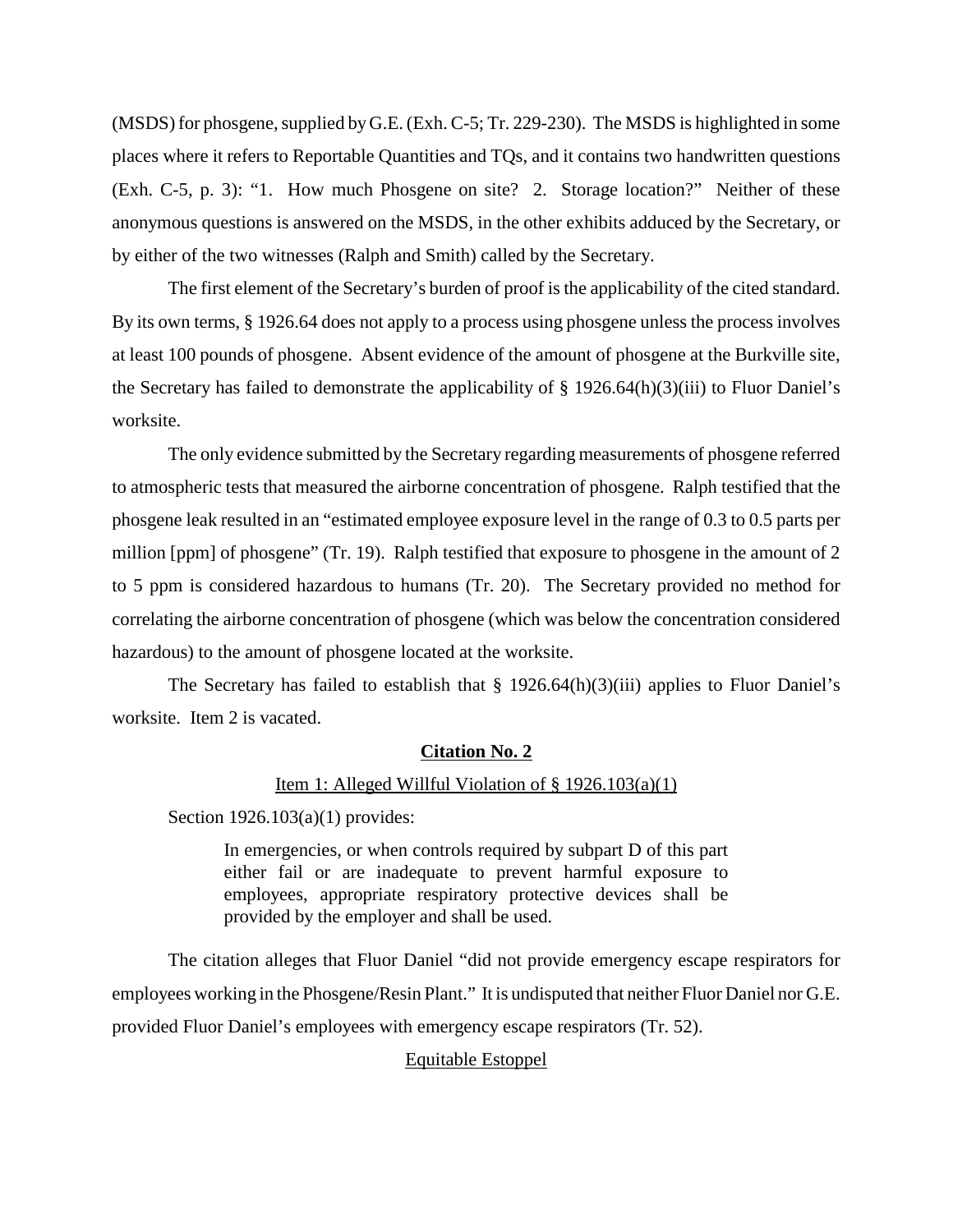(MSDS) for phosgene, supplied by G.E. (Exh. C-5; Tr. 229-230). The MSDS is highlighted in some places where it refers to Reportable Quantities and TQs, and it contains two handwritten questions (Exh. C-5, p. 3): "1. How much Phosgene on site? 2. Storage location?" Neither of these anonymous questions is answered on the MSDS, in the other exhibits adduced by the Secretary, or by either of the two witnesses (Ralph and Smith) called by the Secretary.

The first element of the Secretary's burden of proof is the applicability of the cited standard. By its own terms, § 1926.64 does not apply to a process using phosgene unless the process involves at least 100 pounds of phosgene. Absent evidence of the amount of phosgene at the Burkville site, the Secretary has failed to demonstrate the applicability of § 1926.64(h)(3)(iii) to Fluor Daniel's worksite.

The only evidence submitted by the Secretary regarding measurements of phosgene referred to atmospheric tests that measured the airborne concentration of phosgene. Ralph testified that the phosgene leak resulted in an "estimated employee exposure level in the range of 0.3 to 0.5 parts per million [ppm] of phosgene" (Tr. 19). Ralph testified that exposure to phosgene in the amount of 2 to 5 ppm is considered hazardous to humans (Tr. 20). The Secretary provided no method for correlating the airborne concentration of phosgene (which was below the concentration considered hazardous) to the amount of phosgene located at the worksite.

The Secretary has failed to establish that § 1926.64(h)(3)(iii) applies to Fluor Daniel's worksite. Item 2 is vacated.

## Citation No. 2

Item 1: Alleged Willful Violation of § 1926.103(a)(1)

Section 1926.103(a)(1) provides:

> In emergencies, or when controls required by subpart D of this part either fail or are inadequate to prevent harmful exposure to employees, appropriate respiratory protective devices shall be provided by the employer and shall be used.

The citation alleges that Fluor Daniel "did not provide emergency escape respirators for employees working in the Phosgene/Resin Plant." It is undisputed that neither Fluor Daniel nor G.E. provided Fluor Daniel's employees with emergency escape respirators (Tr. 52).

Equitable Estoppel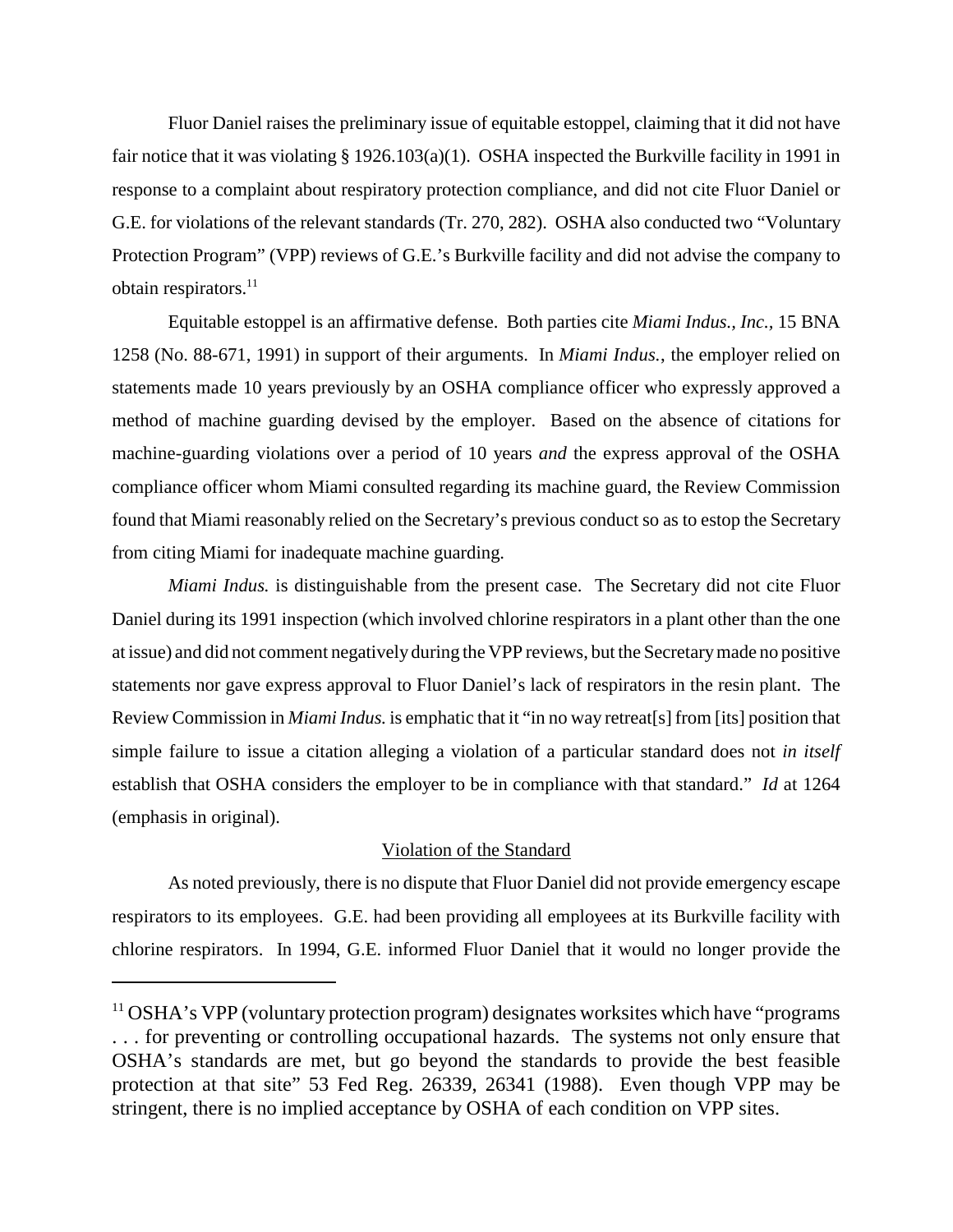Fluor Daniel raises the preliminary issue of equitable estoppel, claiming that it did not have fair notice that it was violating § 1926.103(a)(1). OSHA inspected the Burkville facility in 1991 in response to a complaint about respiratory protection compliance, and did not cite Fluor Daniel or G.E. for violations of the relevant standards (Tr. 270, 282). OSHA also conducted two "Voluntary Protection Program" (VPP) reviews of G.E.'s Burkville facility and did not advise the company to obtain respirators.[11]

Equitable estoppel is an affirmative defense. Both parties cite *Miami Indus., Inc.,* 15 BNA 1258 (No. 88-671, 1991) in support of their arguments. In *Miami Indus.*, the employer relied on statements made 10 years previously by an OSHA compliance officer who expressly approved a method of machine guarding devised by the employer. Based on the absence of citations for machine-guarding violations over a period of 10 years *and* the express approval of the OSHA compliance officer whom Miami consulted regarding its machine guard, the Review Commission found that Miami reasonably relied on the Secretary's previous conduct so as to estop the Secretary from citing Miami for inadequate machine guarding.

*Miami Indus.* is distinguishable from the present case. The Secretary did not cite Fluor Daniel during its 1991 inspection (which involved chlorine respirators in a plant other than the one at issue) and did not comment negatively during the VPP reviews, but the Secretary made no positive statements nor gave express approval to Fluor Daniel's lack of respirators in the resin plant. The Review Commission in *Miami Indus.* is emphatic that it "in no way retreat[s] from [its] position that simple failure to issue a citation alleging a violation of a particular standard does not *in itself* establish that OSHA considers the employer to be in compliance with that standard." *Id* at 1264 (emphasis in original).

<u>Violation of the Standard</u>

As noted previously, there is no dispute that Fluor Daniel did not provide emergency escape respirators to its employees. G.E. had been providing all employees at its Burkville facility with chlorine respirators. In 1994, G.E. informed Fluor Daniel that it would no longer provide the

---

[11] OSHA's VPP (voluntary protection program) designates worksites which have "programs . . . for preventing or controlling occupational hazards. The systems not only ensure that OSHA's standards are met, but go beyond the standards to provide the best feasible protection at that site" 53 Fed Reg. 26339, 26341 (1988). Even though VPP may be stringent, there is no implied acceptance by OSHA of each condition on VPP sites.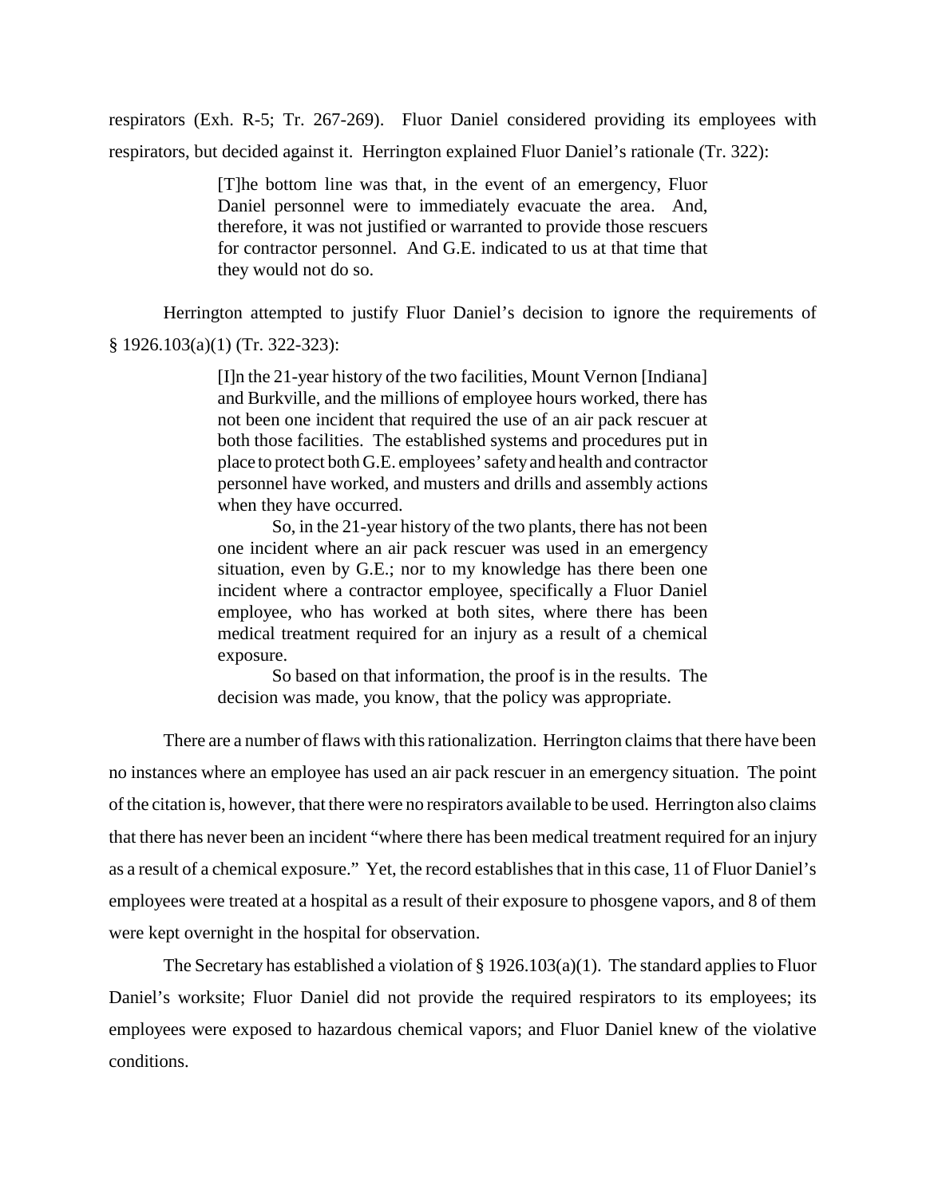respirators (Exh. R-5; Tr. 267-269). Fluor Daniel considered providing its employees with respirators, but decided against it. Herrington explained Fluor Daniel's rationale (Tr. 322):

> [T]he bottom line was that, in the event of an emergency, Fluor Daniel personnel were to immediately evacuate the area. And, therefore, it was not justified or warranted to provide those rescuers for contractor personnel. And G.E. indicated to us at that time that they would not do so.

Herrington attempted to justify Fluor Daniel's decision to ignore the requirements of § 1926.103(a)(1) (Tr. 322-323):

> [I]n the 21-year history of the two facilities, Mount Vernon [Indiana] and Burkville, and the millions of employee hours worked, there has not been one incident that required the use of an air pack rescuer at both those facilities. The established systems and procedures put in place to protect both G.E. employees' safety and health and contractor personnel have worked, and musters and drills and assembly actions when they have occurred.
>
> So, in the 21-year history of the two plants, there has not been one incident where an air pack rescuer was used in an emergency situation, even by G.E.; nor to my knowledge has there been one incident where a contractor employee, specifically a Fluor Daniel employee, who has worked at both sites, where there has been medical treatment required for an injury as a result of a chemical exposure.
>
> So based on that information, the proof is in the results. The decision was made, you know, that the policy was appropriate.

There are a number of flaws with this rationalization. Herrington claims that there have been no instances where an employee has used an air pack rescuer in an emergency situation. The point of the citation is, however, that there were no respirators available to be used. Herrington also claims that there has never been an incident "where there has been medical treatment required for an injury as a result of a chemical exposure." Yet, the record establishes that in this case, 11 of Fluor Daniel's employees were treated at a hospital as a result of their exposure to phosgene vapors, and 8 of them were kept overnight in the hospital for observation.

The Secretary has established a violation of § 1926.103(a)(1). The standard applies to Fluor Daniel's worksite; Fluor Daniel did not provide the required respirators to its employees; its employees were exposed to hazardous chemical vapors; and Fluor Daniel knew of the violative conditions.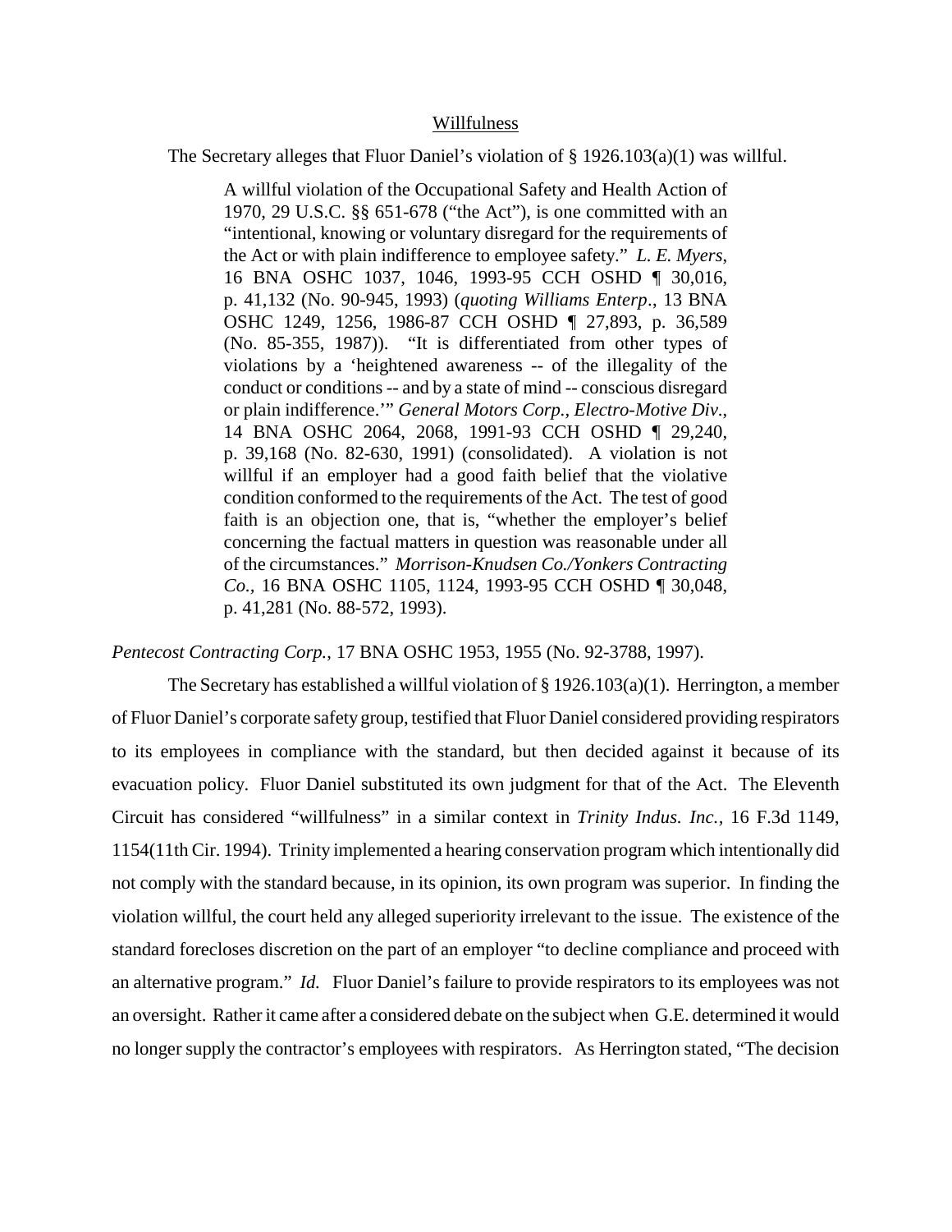<u>Willfulness</u>

The Secretary alleges that Fluor Daniel's violation of § 1926.103(a)(1) was willful.

> A willful violation of the Occupational Safety and Health Action of 1970, 29 U.S.C. §§ 651-678 ("the Act"), is one committed with an "intentional, knowing or voluntary disregard for the requirements of the Act or with plain indifference to employee safety." *L. E. Myers*, 16 BNA OSHC 1037, 1046, 1993-95 CCH OSHD ¶ 30,016, p. 41,132 (No. 90-945, 1993) (*quoting Williams Enterp*., 13 BNA OSHC 1249, 1256, 1986-87 CCH OSHD ¶ 27,893, p. 36,589 (No. 85-355, 1987)). "It is differentiated from other types of violations by a 'heightened awareness -- of the illegality of the conduct or conditions -- and by a state of mind -- conscious disregard or plain indifference.'" *General Motors Corp., Electro-Motive Div*., 14 BNA OSHC 2064, 2068, 1991-93 CCH OSHD ¶ 29,240, p. 39,168 (No. 82-630, 1991) (consolidated). A violation is not willful if an employer had a good faith belief that the violative condition conformed to the requirements of the Act. The test of good faith is an objection one, that is, "whether the employer's belief concerning the factual matters in question was reasonable under all of the circumstances." *Morrison-Knudsen Co./Yonkers Contracting Co.,* 16 BNA OSHC 1105, 1124, 1993-95 CCH OSHD ¶ 30,048, p. 41,281 (No. 88-572, 1993).

*Pentecost Contracting Corp.*, 17 BNA OSHC 1953, 1955 (No. 92-3788, 1997).

The Secretary has established a willful violation of § 1926.103(a)(1). Herrington, a member of Fluor Daniel's corporate safety group, testified that Fluor Daniel considered providing respirators to its employees in compliance with the standard, but then decided against it because of its evacuation policy. Fluor Daniel substituted its own judgment for that of the Act. The Eleventh Circuit has considered "willfulness" in a similar context in *Trinity Indus. Inc.*, 16 F.3d 1149, 1154(11th Cir. 1994). Trinity implemented a hearing conservation program which intentionally did not comply with the standard because, in its opinion, its own program was superior. In finding the violation willful, the court held any alleged superiority irrelevant to the issue. The existence of the standard forecloses discretion on the part of an employer "to decline compliance and proceed with an alternative program." *Id.* Fluor Daniel's failure to provide respirators to its employees was not an oversight. Rather it came after a considered debate on the subject when G.E. determined it would no longer supply the contractor's employees with respirators. As Herrington stated, "The decision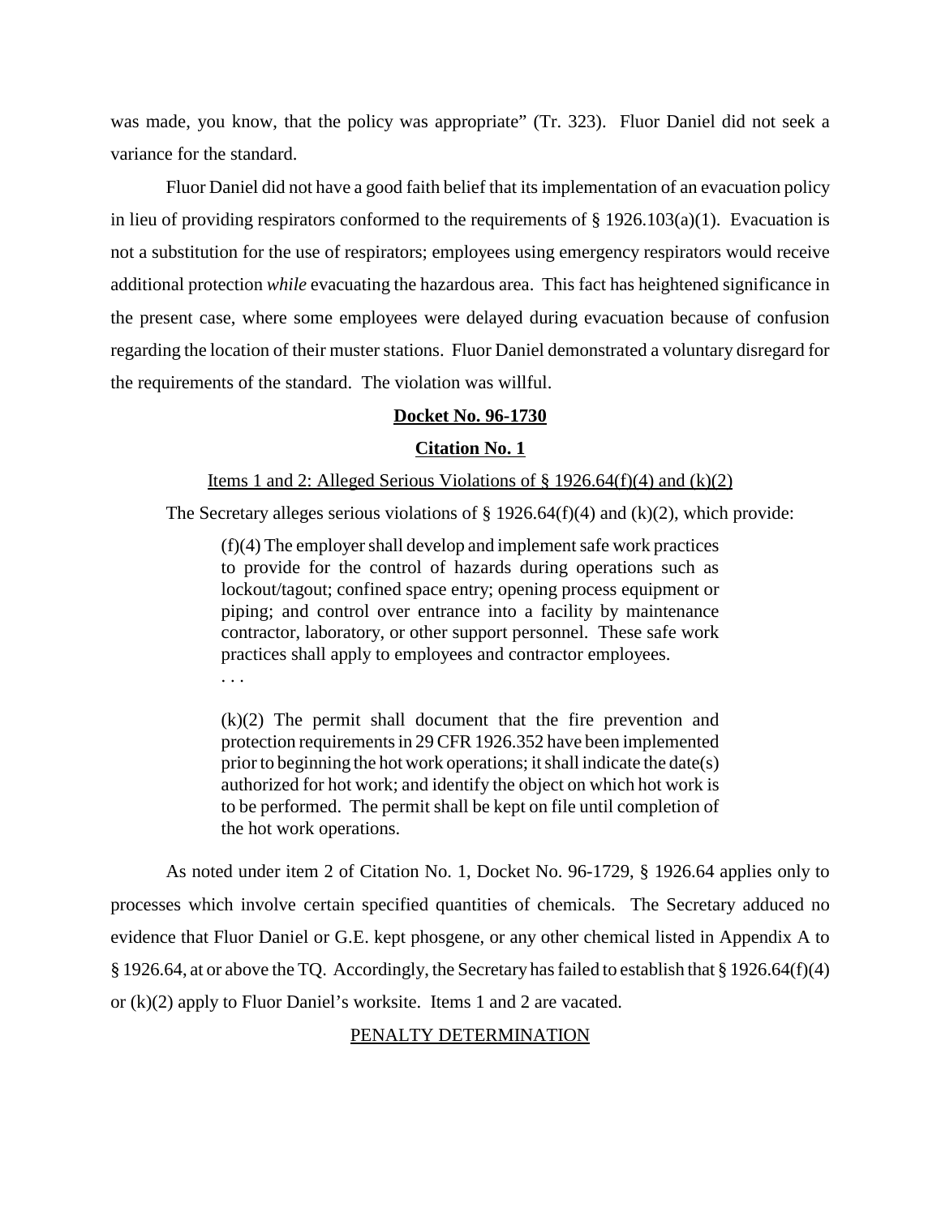was made, you know, that the policy was appropriate" (Tr. 323). Fluor Daniel did not seek a variance for the standard.

Fluor Daniel did not have a good faith belief that its implementation of an evacuation policy in lieu of providing respirators conformed to the requirements of § 1926.103(a)(1). Evacuation is not a substitution for the use of respirators; employees using emergency respirators would receive additional protection *while* evacuating the hazardous area. This fact has heightened significance in the present case, where some employees were delayed during evacuation because of confusion regarding the location of their muster stations. Fluor Daniel demonstrated a voluntary disregard for the requirements of the standard. The violation was willful.

**Docket No. 96-1730**

**Citation No. 1**

Items 1 and 2: Alleged Serious Violations of § 1926.64(f)(4) and (k)(2)

The Secretary alleges serious violations of § 1926.64(f)(4) and (k)(2), which provide:

> (f)(4) The employer shall develop and implement safe work practices to provide for the control of hazards during operations such as lockout/tagout; confined space entry; opening process equipment or piping; and control over entrance into a facility by maintenance contractor, laboratory, or other support personnel. These safe work practices shall apply to employees and contractor employees.
>
> . . .
>
> (k)(2) The permit shall document that the fire prevention and protection requirements in 29 CFR 1926.352 have been implemented prior to beginning the hot work operations; it shall indicate the date(s) authorized for hot work; and identify the object on which hot work is to be performed. The permit shall be kept on file until completion of the hot work operations.

As noted under item 2 of Citation No. 1, Docket No. 96-1729, § 1926.64 applies only to processes which involve certain specified quantities of chemicals. The Secretary adduced no evidence that Fluor Daniel or G.E. kept phosgene, or any other chemical listed in Appendix A to § 1926.64, at or above the TQ. Accordingly, the Secretary has failed to establish that § 1926.64(f)(4) or (k)(2) apply to Fluor Daniel's worksite. Items 1 and 2 are vacated.

PENALTY DETERMINATION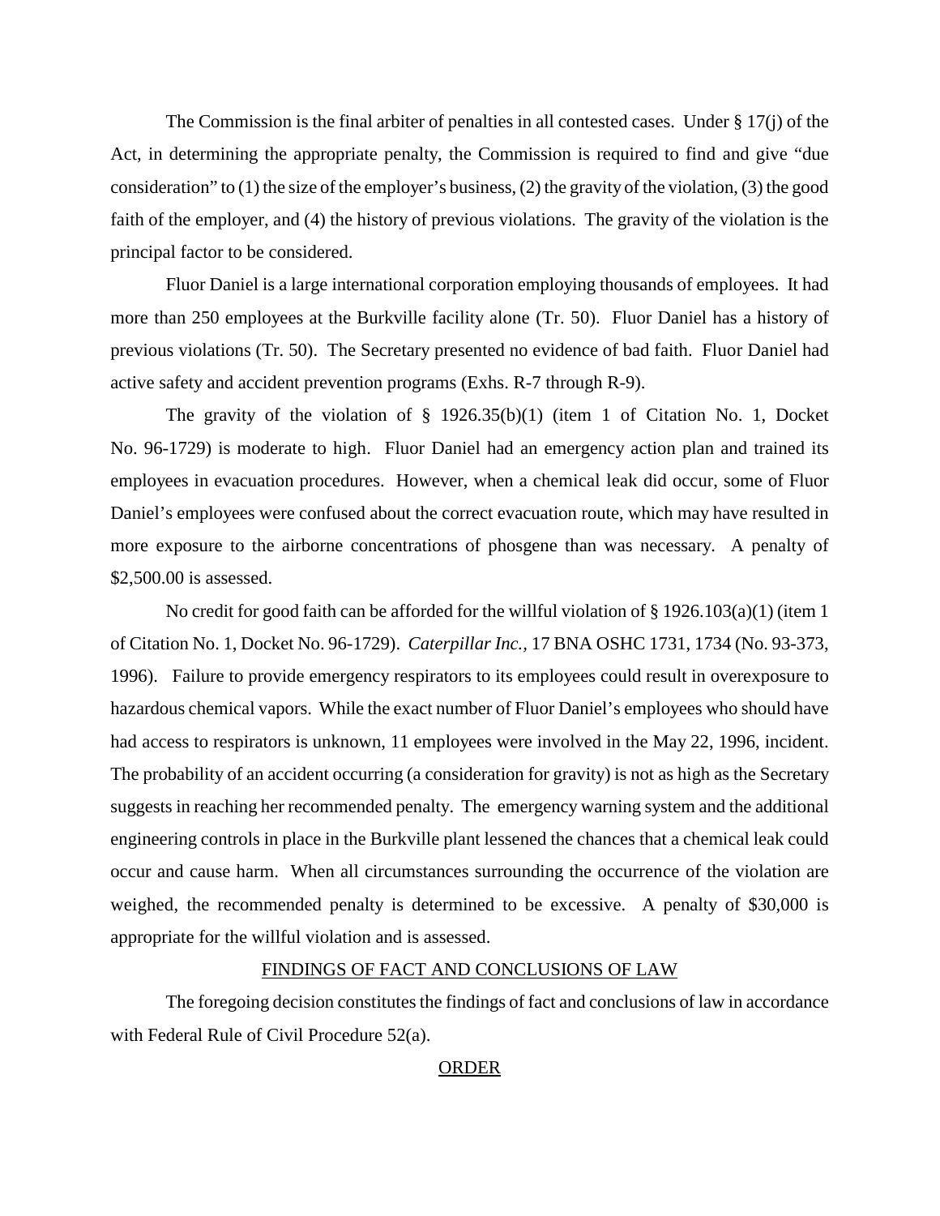The Commission is the final arbiter of penalties in all contested cases. Under § 17(j) of the Act, in determining the appropriate penalty, the Commission is required to find and give "due consideration" to (1) the size of the employer's business, (2) the gravity of the violation, (3) the good faith of the employer, and (4) the history of previous violations. The gravity of the violation is the principal factor to be considered.

Fluor Daniel is a large international corporation employing thousands of employees. It had more than 250 employees at the Burkville facility alone (Tr. 50). Fluor Daniel has a history of previous violations (Tr. 50). The Secretary presented no evidence of bad faith. Fluor Daniel had active safety and accident prevention programs (Exhs. R-7 through R-9).

The gravity of the violation of § 1926.35(b)(1) (item 1 of Citation No. 1, Docket No. 96-1729) is moderate to high. Fluor Daniel had an emergency action plan and trained its employees in evacuation procedures. However, when a chemical leak did occur, some of Fluor Daniel's employees were confused about the correct evacuation route, which may have resulted in more exposure to the airborne concentrations of phosgene than was necessary. A penalty of $2,500.00 is assessed.

No credit for good faith can be afforded for the willful violation of § 1926.103(a)(1) (item 1 of Citation No. 1, Docket No. 96-1729). *Caterpillar Inc.*, 17 BNA OSHC 1731, 1734 (No. 93-373, 1996). Failure to provide emergency respirators to its employees could result in overexposure to hazardous chemical vapors. While the exact number of Fluor Daniel's employees who should have had access to respirators is unknown, 11 employees were involved in the May 22, 1996, incident. The probability of an accident occurring (a consideration for gravity) is not as high as the Secretary suggests in reaching her recommended penalty. The emergency warning system and the additional engineering controls in place in the Burkville plant lessened the chances that a chemical leak could occur and cause harm. When all circumstances surrounding the occurrence of the violation are weighed, the recommended penalty is determined to be excessive. A penalty of $30,000 is appropriate for the willful violation and is assessed.

## FINDINGS OF FACT AND CONCLUSIONS OF LAW

The foregoing decision constitutes the findings of fact and conclusions of law in accordance with Federal Rule of Civil Procedure 52(a).

## ORDER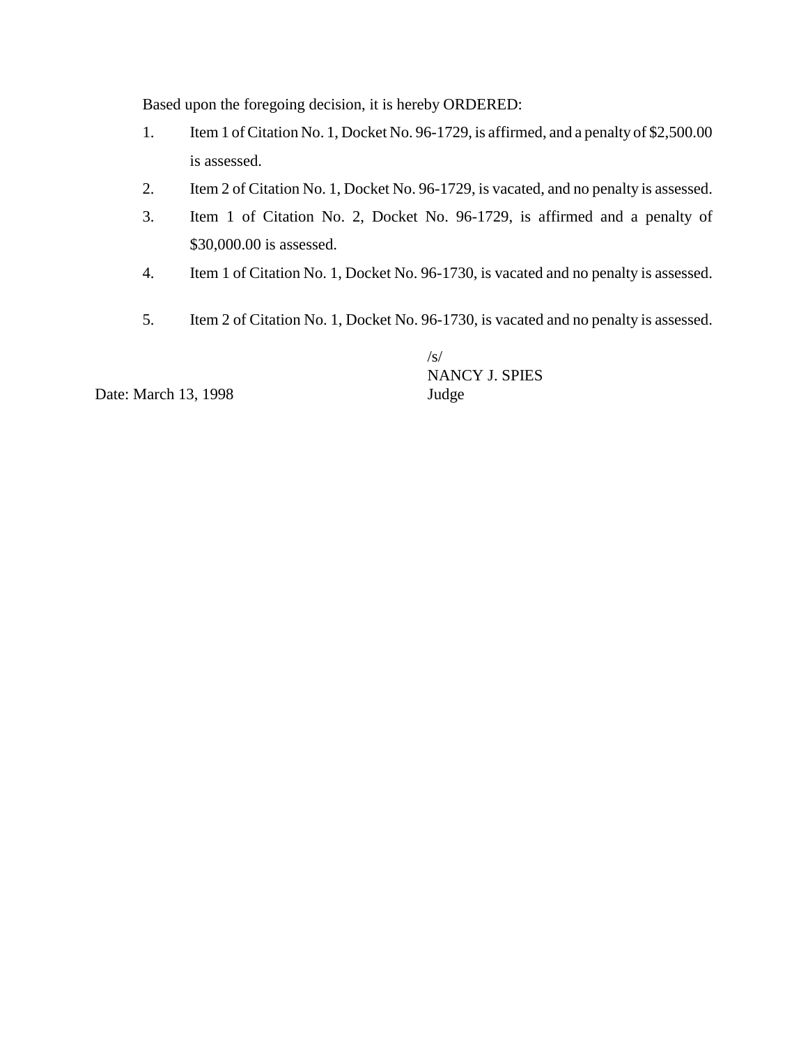Based upon the foregoing decision, it is hereby ORDERED:

1. Item 1 of Citation No. 1, Docket No. 96-1729, is affirmed, and a penalty of $2,500.00 is assessed.
2. Item 2 of Citation No. 1, Docket No. 96-1729, is vacated, and no penalty is assessed.
3. Item 1 of Citation No. 2, Docket No. 96-1729, is affirmed and a penalty of $30,000.00 is assessed.
4. Item 1 of Citation No. 1, Docket No. 96-1730, is vacated and no penalty is assessed.
5. Item 2 of Citation No. 1, Docket No. 96-1730, is vacated and no penalty is assessed.

/s/
NANCY J. SPIES
Judge

Date: March 13, 1998